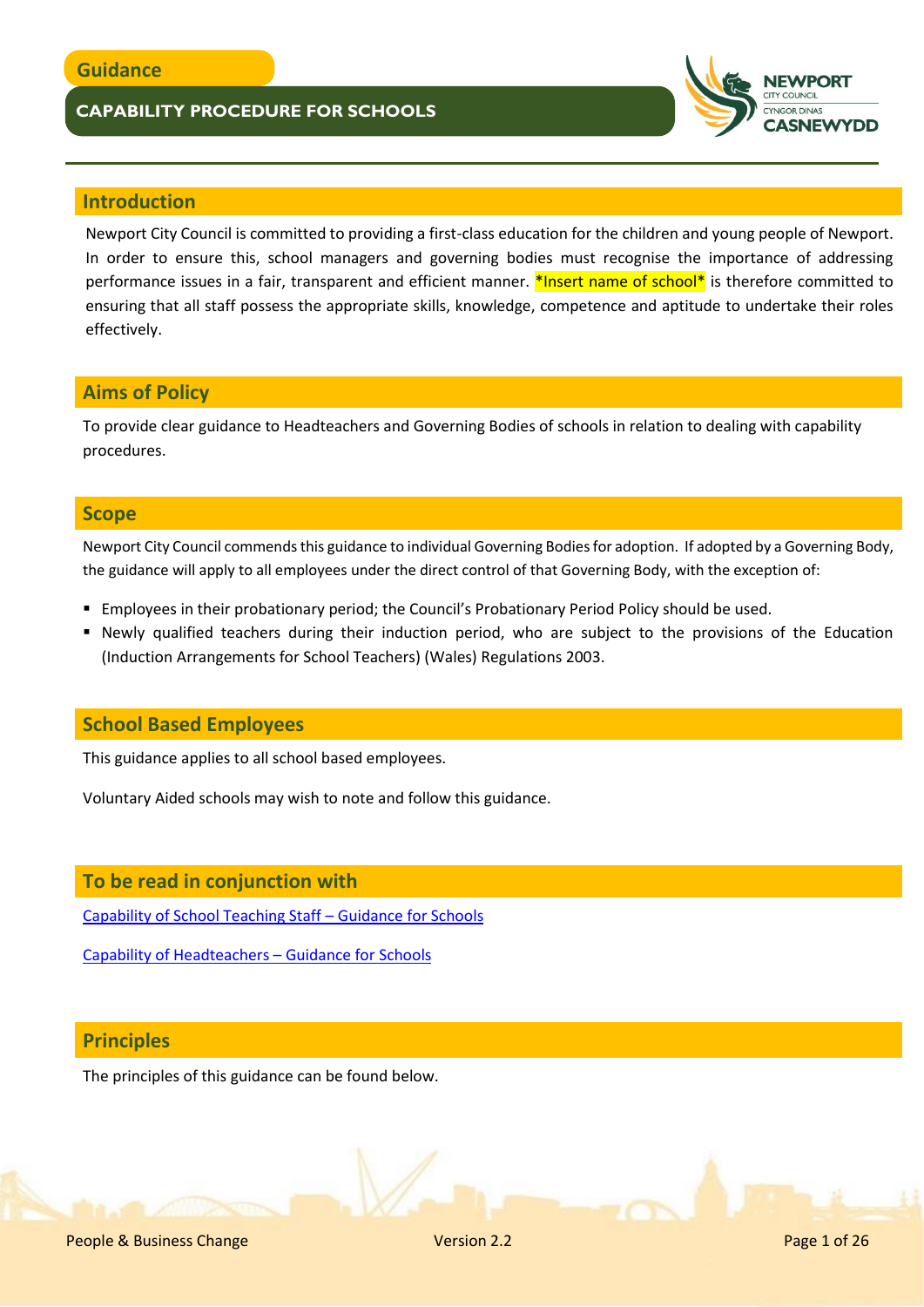Guidance

# CAPABILITY PROCEDURE FOR SCHOOLS

## Introduction

Newport City Council is committed to providing a first-class education for the children and young people of Newport. In order to ensure this, school managers and governing bodies must recognise the importance of addressing performance issues in a fair, transparent and efficient manner. *Insert name of school* is therefore committed to ensuring that all staff possess the appropriate skills, knowledge, competence and aptitude to undertake their roles effectively.

## Aims of Policy

To provide clear guidance to Headteachers and Governing Bodies of schools in relation to dealing with capability procedures.

## Scope

Newport City Council commends this guidance to individual Governing Bodies for adoption. If adopted by a Governing Body, the guidance will apply to all employees under the direct control of that Governing Body, with the exception of:

- Employees in their probationary period; the Council's Probationary Period Policy should be used.
- Newly qualified teachers during their induction period, who are subject to the provisions of the Education (Induction Arrangements for School Teachers) (Wales) Regulations 2003.

## School Based Employees

This guidance applies to all school based employees.

Voluntary Aided schools may wish to note and follow this guidance.

## To be read in conjunction with

Capability of School Teaching Staff – Guidance for Schools

Capability of Headteachers – Guidance for Schools

## Principles

The principles of this guidance can be found below.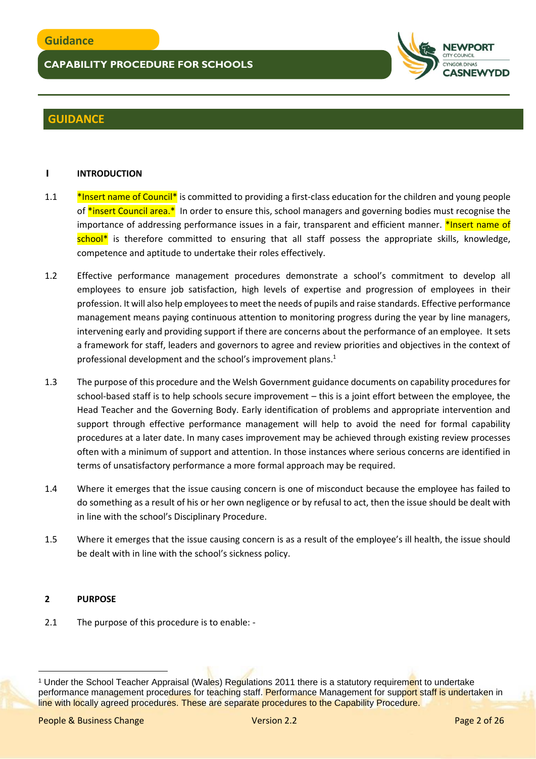# GUIDANCE

## 1 INTRODUCTION

1.1 *Insert name of Council* is committed to providing a first-class education for the children and young people of *insert Council area.* In order to ensure this, school managers and governing bodies must recognise the importance of addressing performance issues in a fair, transparent and efficient manner. *Insert name of school* is therefore committed to ensuring that all staff possess the appropriate skills, knowledge, competence and aptitude to undertake their roles effectively.

1.2 Effective performance management procedures demonstrate a school's commitment to develop all employees to ensure job satisfaction, high levels of expertise and progression of employees in their profession. It will also help employees to meet the needs of pupils and raise standards. Effective performance management means paying continuous attention to monitoring progress during the year by line managers, intervening early and providing support if there are concerns about the performance of an employee. It sets a framework for staff, leaders and governors to agree and review priorities and objectives in the context of professional development and the school's improvement plans.[1]

1.3 The purpose of this procedure and the Welsh Government guidance documents on capability procedures for school-based staff is to help schools secure improvement – this is a joint effort between the employee, the Head Teacher and the Governing Body. Early identification of problems and appropriate intervention and support through effective performance management will help to avoid the need for formal capability procedures at a later date. In many cases improvement may be achieved through existing review processes often with a minimum of support and attention. In those instances where serious concerns are identified in terms of unsatisfactory performance a more formal approach may be required.

1.4 Where it emerges that the issue causing concern is one of misconduct because the employee has failed to do something as a result of his or her own negligence or by refusal to act, then the issue should be dealt with in line with the school's Disciplinary Procedure.

1.5 Where it emerges that the issue causing concern is as a result of the employee's ill health, the issue should be dealt with in line with the school's sickness policy.

## 2 PURPOSE

2.1 The purpose of this procedure is to enable: -

---

[1] Under the School Teacher Appraisal (Wales) Regulations 2011 there is a statutory requirement to undertake performance management procedures for teaching staff. Performance Management for support staff is undertaken in line with locally agreed procedures. These are separate procedures to the Capability Procedure.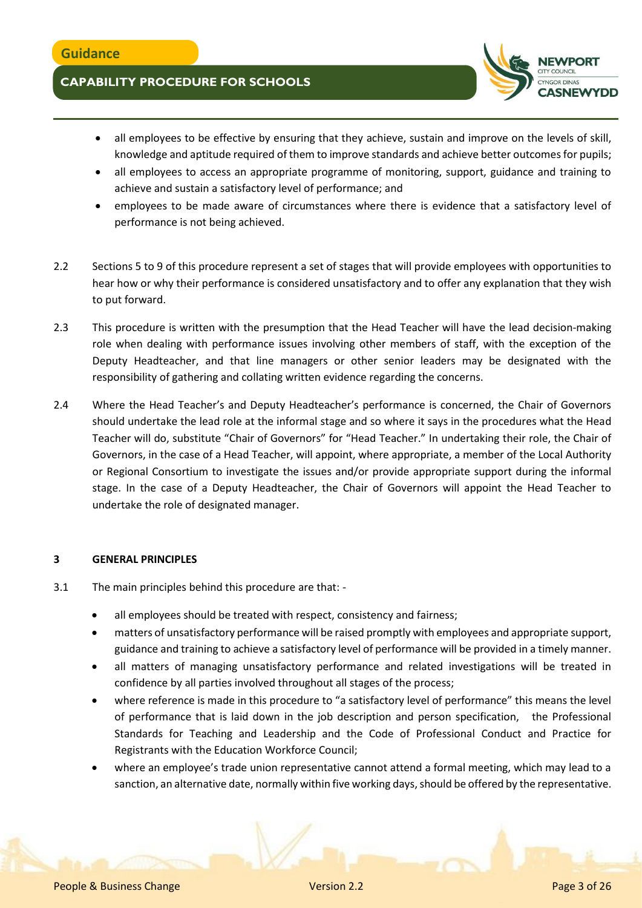- all employees to be effective by ensuring that they achieve, sustain and improve on the levels of skill, knowledge and aptitude required of them to improve standards and achieve better outcomes for pupils;
- all employees to access an appropriate programme of monitoring, support, guidance and training to achieve and sustain a satisfactory level of performance; and
- employees to be made aware of circumstances where there is evidence that a satisfactory level of performance is not being achieved.

2.2 Sections 5 to 9 of this procedure represent a set of stages that will provide employees with opportunities to hear how or why their performance is considered unsatisfactory and to offer any explanation that they wish to put forward.

2.3 This procedure is written with the presumption that the Head Teacher will have the lead decision-making role when dealing with performance issues involving other members of staff, with the exception of the Deputy Headteacher, and that line managers or other senior leaders may be designated with the responsibility of gathering and collating written evidence regarding the concerns.

2.4 Where the Head Teacher's and Deputy Headteacher's performance is concerned, the Chair of Governors should undertake the lead role at the informal stage and so where it says in the procedures what the Head Teacher will do, substitute "Chair of Governors" for "Head Teacher." In undertaking their role, the Chair of Governors, in the case of a Head Teacher, will appoint, where appropriate, a member of the Local Authority or Regional Consortium to investigate the issues and/or provide appropriate support during the informal stage. In the case of a Deputy Headteacher, the Chair of Governors will appoint the Head Teacher to undertake the role of designated manager.

## 3 GENERAL PRINCIPLES

3.1 The main principles behind this procedure are that: -

- all employees should be treated with respect, consistency and fairness;
- matters of unsatisfactory performance will be raised promptly with employees and appropriate support, guidance and training to achieve a satisfactory level of performance will be provided in a timely manner.
- all matters of managing unsatisfactory performance and related investigations will be treated in confidence by all parties involved throughout all stages of the process;
- where reference is made in this procedure to "a satisfactory level of performance" this means the level of performance that is laid down in the job description and person specification, the Professional Standards for Teaching and Leadership and the Code of Professional Conduct and Practice for Registrants with the Education Workforce Council;
- where an employee's trade union representative cannot attend a formal meeting, which may lead to a sanction, an alternative date, normally within five working days, should be offered by the representative.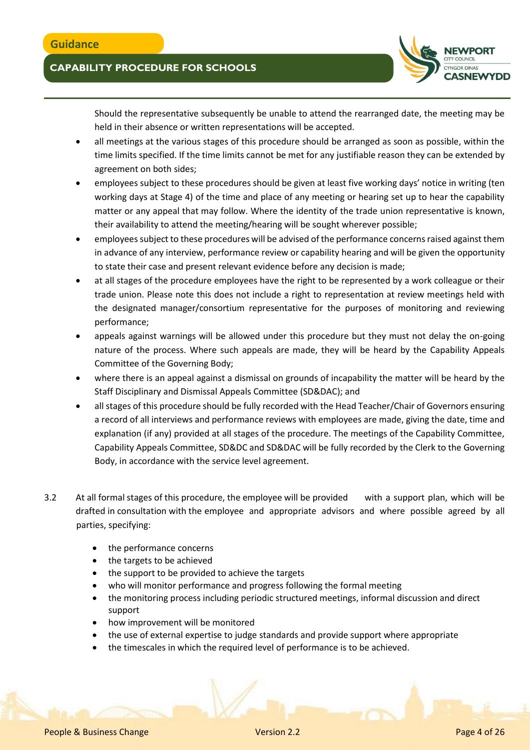Should the representative subsequently be unable to attend the rearranged date, the meeting may be held in their absence or written representations will be accepted.

- all meetings at the various stages of this procedure should be arranged as soon as possible, within the time limits specified. If the time limits cannot be met for any justifiable reason they can be extended by agreement on both sides;
- employees subject to these procedures should be given at least five working days' notice in writing (ten working days at Stage 4) of the time and place of any meeting or hearing set up to hear the capability matter or any appeal that may follow. Where the identity of the trade union representative is known, their availability to attend the meeting/hearing will be sought wherever possible;
- employees subject to these procedures will be advised of the performance concerns raised against them in advance of any interview, performance review or capability hearing and will be given the opportunity to state their case and present relevant evidence before any decision is made;
- at all stages of the procedure employees have the right to be represented by a work colleague or their trade union. Please note this does not include a right to representation at review meetings held with the designated manager/consortium representative for the purposes of monitoring and reviewing performance;
- appeals against warnings will be allowed under this procedure but they must not delay the on-going nature of the process. Where such appeals are made, they will be heard by the Capability Appeals Committee of the Governing Body;
- where there is an appeal against a dismissal on grounds of incapability the matter will be heard by the Staff Disciplinary and Dismissal Appeals Committee (SD&DAC); and
- all stages of this procedure should be fully recorded with the Head Teacher/Chair of Governors ensuring a record of all interviews and performance reviews with employees are made, giving the date, time and explanation (if any) provided at all stages of the procedure. The meetings of the Capability Committee, Capability Appeals Committee, SD&DC and SD&DAC will be fully recorded by the Clerk to the Governing Body, in accordance with the service level agreement.

3.2 At all formal stages of this procedure, the employee will be provided with a support plan, which will be drafted in consultation with the employee and appropriate advisors and where possible agreed by all parties, specifying:

- the performance concerns
- the targets to be achieved
- the support to be provided to achieve the targets
- who will monitor performance and progress following the formal meeting
- the monitoring process including periodic structured meetings, informal discussion and direct support
- how improvement will be monitored
- the use of external expertise to judge standards and provide support where appropriate
- the timescales in which the required level of performance is to be achieved.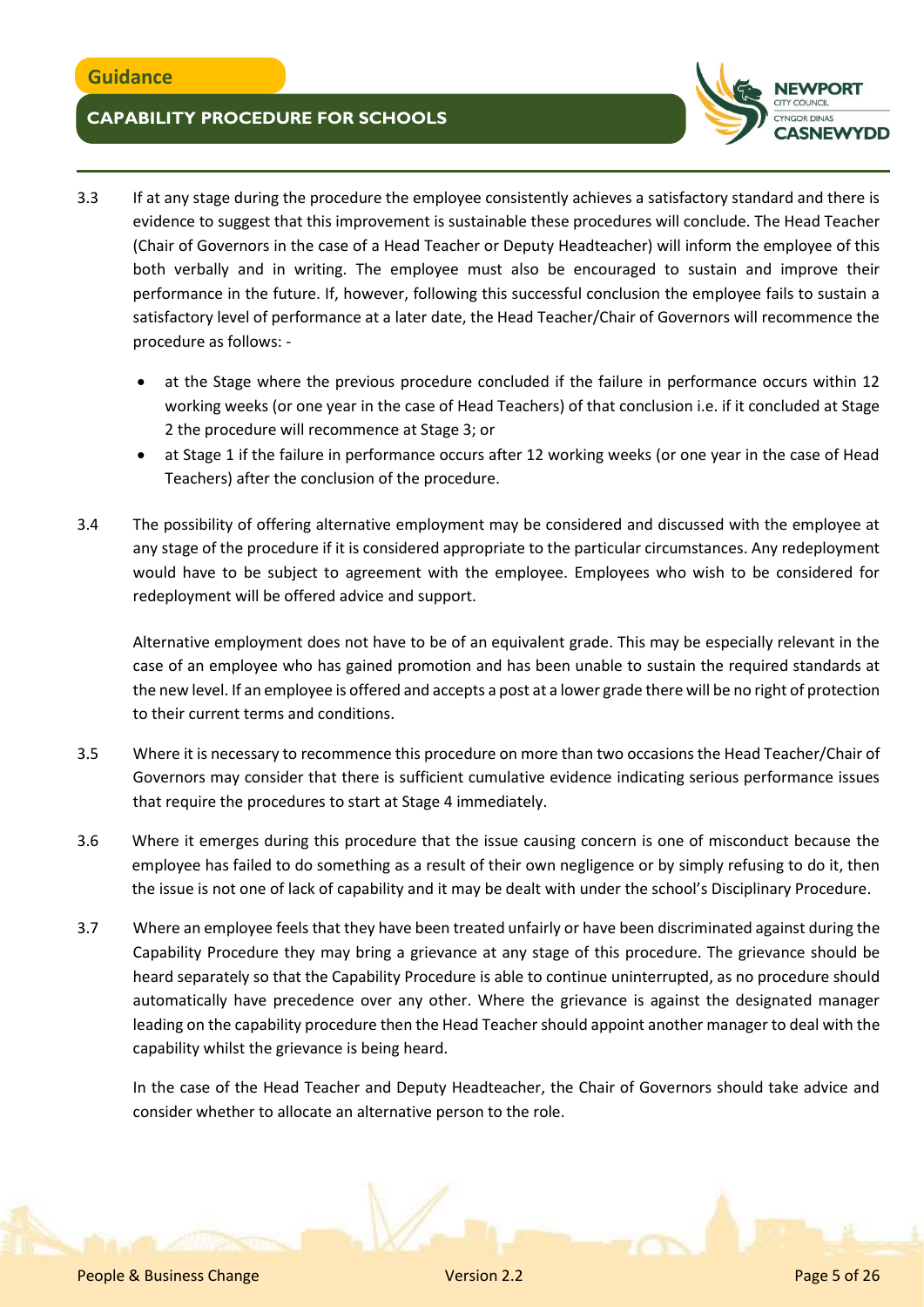3.3 If at any stage during the procedure the employee consistently achieves a satisfactory standard and there is evidence to suggest that this improvement is sustainable these procedures will conclude. The Head Teacher (Chair of Governors in the case of a Head Teacher or Deputy Headteacher) will inform the employee of this both verbally and in writing. The employee must also be encouraged to sustain and improve their performance in the future. If, however, following this successful conclusion the employee fails to sustain a satisfactory level of performance at a later date, the Head Teacher/Chair of Governors will recommence the procedure as follows: -

- at the Stage where the previous procedure concluded if the failure in performance occurs within 12 working weeks (or one year in the case of Head Teachers) of that conclusion i.e. if it concluded at Stage 2 the procedure will recommence at Stage 3; or
- at Stage 1 if the failure in performance occurs after 12 working weeks (or one year in the case of Head Teachers) after the conclusion of the procedure.

3.4 The possibility of offering alternative employment may be considered and discussed with the employee at any stage of the procedure if it is considered appropriate to the particular circumstances. Any redeployment would have to be subject to agreement with the employee. Employees who wish to be considered for redeployment will be offered advice and support.

Alternative employment does not have to be of an equivalent grade. This may be especially relevant in the case of an employee who has gained promotion and has been unable to sustain the required standards at the new level. If an employee is offered and accepts a post at a lower grade there will be no right of protection to their current terms and conditions.

3.5 Where it is necessary to recommence this procedure on more than two occasions the Head Teacher/Chair of Governors may consider that there is sufficient cumulative evidence indicating serious performance issues that require the procedures to start at Stage 4 immediately.

3.6 Where it emerges during this procedure that the issue causing concern is one of misconduct because the employee has failed to do something as a result of their own negligence or by simply refusing to do it, then the issue is not one of lack of capability and it may be dealt with under the school's Disciplinary Procedure.

3.7 Where an employee feels that they have been treated unfairly or have been discriminated against during the Capability Procedure they may bring a grievance at any stage of this procedure. The grievance should be heard separately so that the Capability Procedure is able to continue uninterrupted, as no procedure should automatically have precedence over any other. Where the grievance is against the designated manager leading on the capability procedure then the Head Teacher should appoint another manager to deal with the capability whilst the grievance is being heard.

In the case of the Head Teacher and Deputy Headteacher, the Chair of Governors should take advice and consider whether to allocate an alternative person to the role.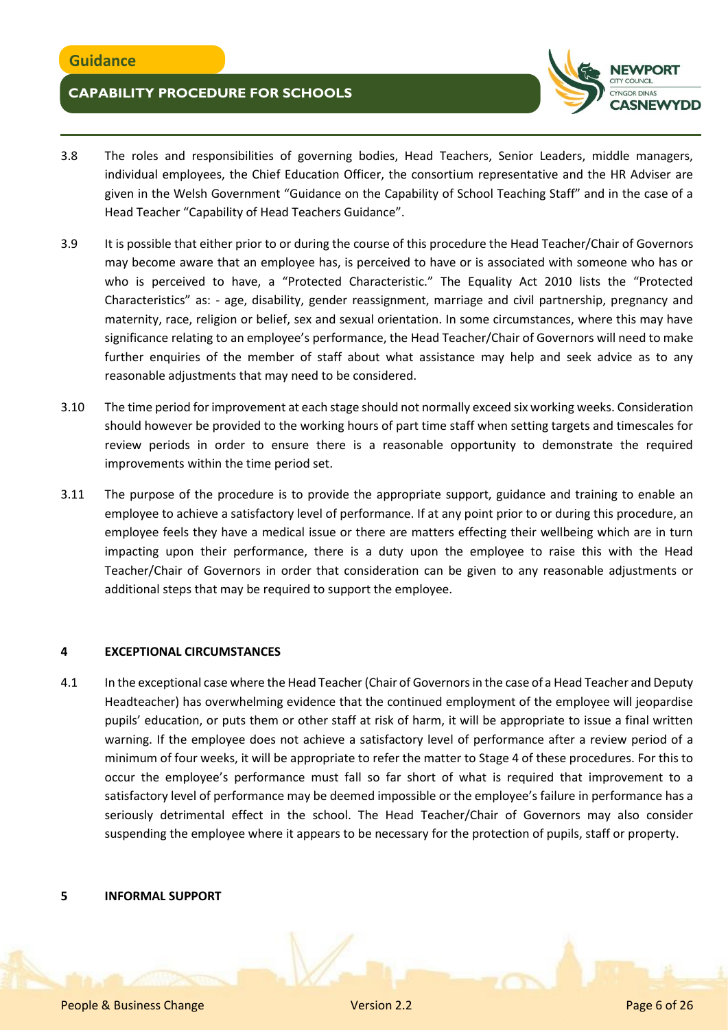3.8 The roles and responsibilities of governing bodies, Head Teachers, Senior Leaders, middle managers, individual employees, the Chief Education Officer, the consortium representative and the HR Adviser are given in the Welsh Government "Guidance on the Capability of School Teaching Staff" and in the case of a Head Teacher "Capability of Head Teachers Guidance".

3.9 It is possible that either prior to or during the course of this procedure the Head Teacher/Chair of Governors may become aware that an employee has, is perceived to have or is associated with someone who has or who is perceived to have, a "Protected Characteristic." The Equality Act 2010 lists the "Protected Characteristics" as: - age, disability, gender reassignment, marriage and civil partnership, pregnancy and maternity, race, religion or belief, sex and sexual orientation. In some circumstances, where this may have significance relating to an employee's performance, the Head Teacher/Chair of Governors will need to make further enquiries of the member of staff about what assistance may help and seek advice as to any reasonable adjustments that may need to be considered.

3.10 The time period for improvement at each stage should not normally exceed six working weeks. Consideration should however be provided to the working hours of part time staff when setting targets and timescales for review periods in order to ensure there is a reasonable opportunity to demonstrate the required improvements within the time period set.

3.11 The purpose of the procedure is to provide the appropriate support, guidance and training to enable an employee to achieve a satisfactory level of performance. If at any point prior to or during this procedure, an employee feels they have a medical issue or there are matters effecting their wellbeing which are in turn impacting upon their performance, there is a duty upon the employee to raise this with the Head Teacher/Chair of Governors in order that consideration can be given to any reasonable adjustments or additional steps that may be required to support the employee.

## 4 EXCEPTIONAL CIRCUMSTANCES

4.1 In the exceptional case where the Head Teacher (Chair of Governors in the case of a Head Teacher and Deputy Headteacher) has overwhelming evidence that the continued employment of the employee will jeopardise pupils' education, or puts them or other staff at risk of harm, it will be appropriate to issue a final written warning. If the employee does not achieve a satisfactory level of performance after a review period of a minimum of four weeks, it will be appropriate to refer the matter to Stage 4 of these procedures. For this to occur the employee's performance must fall so far short of what is required that improvement to a satisfactory level of performance may be deemed impossible or the employee's failure in performance has a seriously detrimental effect in the school. The Head Teacher/Chair of Governors may also consider suspending the employee where it appears to be necessary for the protection of pupils, staff or property.

## 5 INFORMAL SUPPORT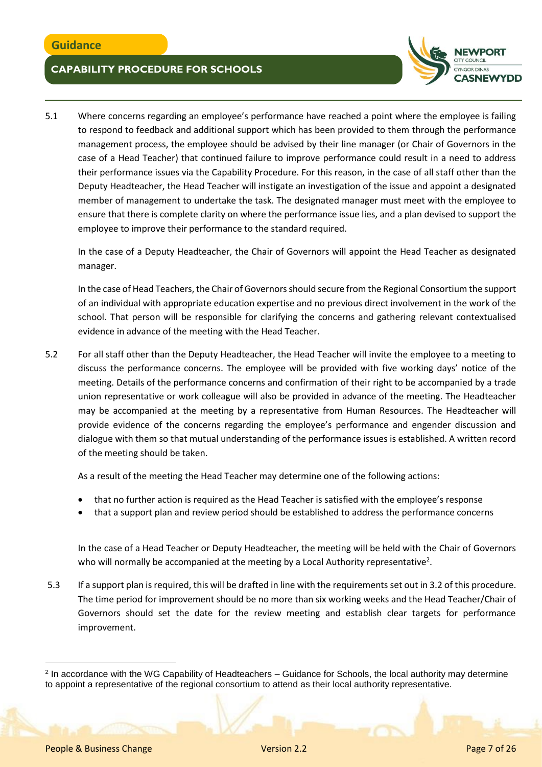5.1 Where concerns regarding an employee's performance have reached a point where the employee is failing to respond to feedback and additional support which has been provided to them through the performance management process, the employee should be advised by their line manager (or Chair of Governors in the case of a Head Teacher) that continued failure to improve performance could result in a need to address their performance issues via the Capability Procedure. For this reason, in the case of all staff other than the Deputy Headteacher, the Head Teacher will instigate an investigation of the issue and appoint a designated member of management to undertake the task. The designated manager must meet with the employee to ensure that there is complete clarity on where the performance issue lies, and a plan devised to support the employee to improve their performance to the standard required.

In the case of a Deputy Headteacher, the Chair of Governors will appoint the Head Teacher as designated manager.

In the case of Head Teachers, the Chair of Governors should secure from the Regional Consortium the support of an individual with appropriate education expertise and no previous direct involvement in the work of the school. That person will be responsible for clarifying the concerns and gathering relevant contextualised evidence in advance of the meeting with the Head Teacher.

5.2 For all staff other than the Deputy Headteacher, the Head Teacher will invite the employee to a meeting to discuss the performance concerns. The employee will be provided with five working days' notice of the meeting. Details of the performance concerns and confirmation of their right to be accompanied by a trade union representative or work colleague will also be provided in advance of the meeting. The Headteacher may be accompanied at the meeting by a representative from Human Resources. The Headteacher will provide evidence of the concerns regarding the employee's performance and engender discussion and dialogue with them so that mutual understanding of the performance issues is established. A written record of the meeting should be taken.

As a result of the meeting the Head Teacher may determine one of the following actions:

- that no further action is required as the Head Teacher is satisfied with the employee's response
- that a support plan and review period should be established to address the performance concerns

In the case of a Head Teacher or Deputy Headteacher, the meeting will be held with the Chair of Governors who will normally be accompanied at the meeting by a Local Authority representative[2].

5.3 If a support plan is required, this will be drafted in line with the requirements set out in 3.2 of this procedure. The time period for improvement should be no more than six working weeks and the Head Teacher/Chair of Governors should set the date for the review meeting and establish clear targets for performance improvement.

[2] In accordance with the WG Capability of Headteachers – Guidance for Schools, the local authority may determine to appoint a representative of the regional consortium to attend as their local authority representative.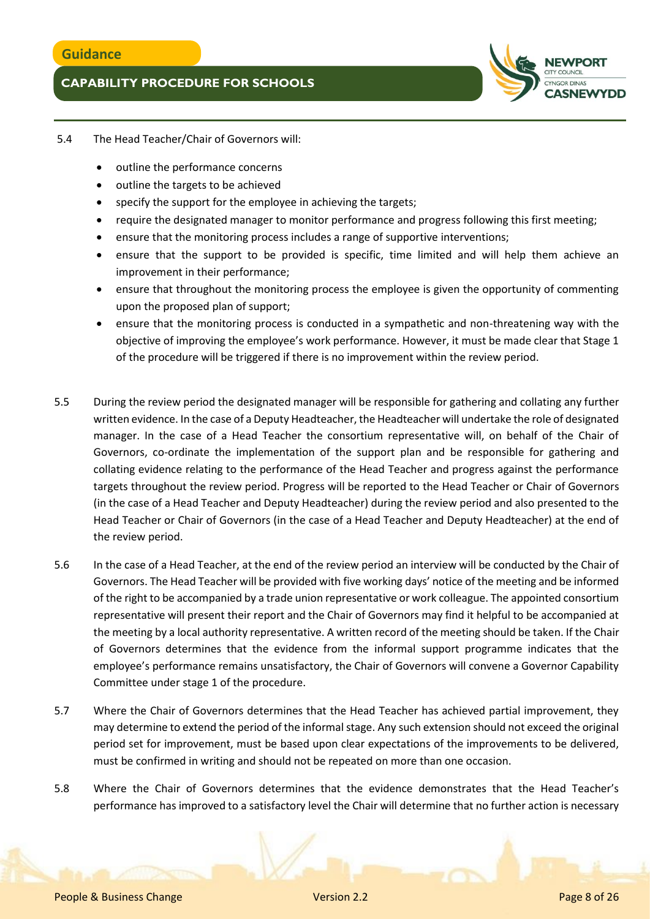5.4 The Head Teacher/Chair of Governors will:

- outline the performance concerns
- outline the targets to be achieved
- specify the support for the employee in achieving the targets;
- require the designated manager to monitor performance and progress following this first meeting;
- ensure that the monitoring process includes a range of supportive interventions;
- ensure that the support to be provided is specific, time limited and will help them achieve an improvement in their performance;
- ensure that throughout the monitoring process the employee is given the opportunity of commenting upon the proposed plan of support;
- ensure that the monitoring process is conducted in a sympathetic and non-threatening way with the objective of improving the employee's work performance. However, it must be made clear that Stage 1 of the procedure will be triggered if there is no improvement within the review period.

5.5 During the review period the designated manager will be responsible for gathering and collating any further written evidence. In the case of a Deputy Headteacher, the Headteacher will undertake the role of designated manager. In the case of a Head Teacher the consortium representative will, on behalf of the Chair of Governors, co-ordinate the implementation of the support plan and be responsible for gathering and collating evidence relating to the performance of the Head Teacher and progress against the performance targets throughout the review period. Progress will be reported to the Head Teacher or Chair of Governors (in the case of a Head Teacher and Deputy Headteacher) during the review period and also presented to the Head Teacher or Chair of Governors (in the case of a Head Teacher and Deputy Headteacher) at the end of the review period.

5.6 In the case of a Head Teacher, at the end of the review period an interview will be conducted by the Chair of Governors. The Head Teacher will be provided with five working days' notice of the meeting and be informed of the right to be accompanied by a trade union representative or work colleague. The appointed consortium representative will present their report and the Chair of Governors may find it helpful to be accompanied at the meeting by a local authority representative. A written record of the meeting should be taken. If the Chair of Governors determines that the evidence from the informal support programme indicates that the employee's performance remains unsatisfactory, the Chair of Governors will convene a Governor Capability Committee under stage 1 of the procedure.

5.7 Where the Chair of Governors determines that the Head Teacher has achieved partial improvement, they may determine to extend the period of the informal stage. Any such extension should not exceed the original period set for improvement, must be based upon clear expectations of the improvements to be delivered, must be confirmed in writing and should not be repeated on more than one occasion.

5.8 Where the Chair of Governors determines that the evidence demonstrates that the Head Teacher's performance has improved to a satisfactory level the Chair will determine that no further action is necessary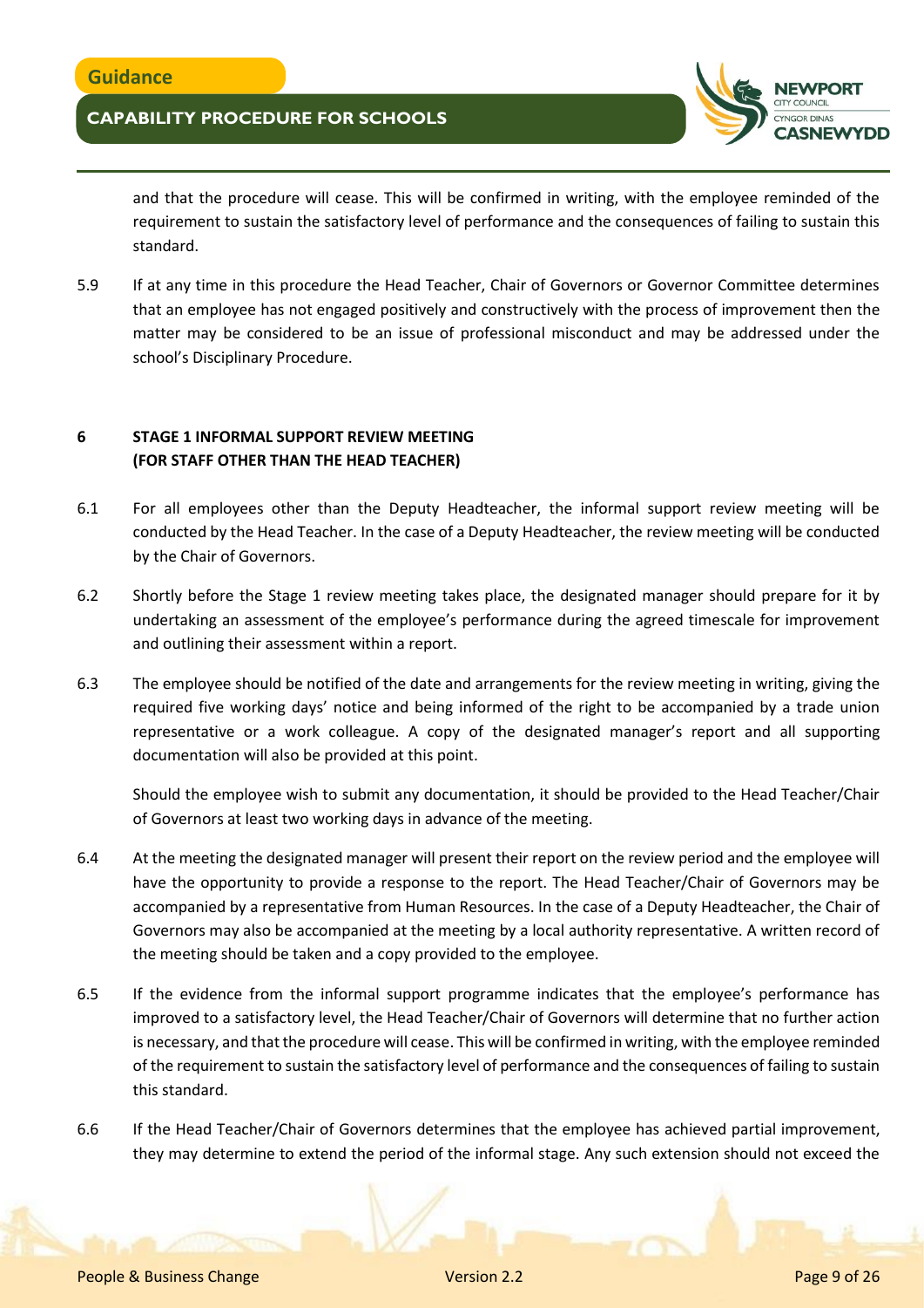and that the procedure will cease. This will be confirmed in writing, with the employee reminded of the requirement to sustain the satisfactory level of performance and the consequences of failing to sustain this standard.

5.9 If at any time in this procedure the Head Teacher, Chair of Governors or Governor Committee determines that an employee has not engaged positively and constructively with the process of improvement then the matter may be considered to be an issue of professional misconduct and may be addressed under the school's Disciplinary Procedure.

## 6 STAGE 1 INFORMAL SUPPORT REVIEW MEETING (FOR STAFF OTHER THAN THE HEAD TEACHER)

6.1 For all employees other than the Deputy Headteacher, the informal support review meeting will be conducted by the Head Teacher. In the case of a Deputy Headteacher, the review meeting will be conducted by the Chair of Governors.

6.2 Shortly before the Stage 1 review meeting takes place, the designated manager should prepare for it by undertaking an assessment of the employee's performance during the agreed timescale for improvement and outlining their assessment within a report.

6.3 The employee should be notified of the date and arrangements for the review meeting in writing, giving the required five working days' notice and being informed of the right to be accompanied by a trade union representative or a work colleague. A copy of the designated manager's report and all supporting documentation will also be provided at this point.

Should the employee wish to submit any documentation, it should be provided to the Head Teacher/Chair of Governors at least two working days in advance of the meeting.

6.4 At the meeting the designated manager will present their report on the review period and the employee will have the opportunity to provide a response to the report. The Head Teacher/Chair of Governors may be accompanied by a representative from Human Resources. In the case of a Deputy Headteacher, the Chair of Governors may also be accompanied at the meeting by a local authority representative. A written record of the meeting should be taken and a copy provided to the employee.

6.5 If the evidence from the informal support programme indicates that the employee's performance has improved to a satisfactory level, the Head Teacher/Chair of Governors will determine that no further action is necessary, and that the procedure will cease. This will be confirmed in writing, with the employee reminded of the requirement to sustain the satisfactory level of performance and the consequences of failing to sustain this standard.

6.6 If the Head Teacher/Chair of Governors determines that the employee has achieved partial improvement, they may determine to extend the period of the informal stage. Any such extension should not exceed the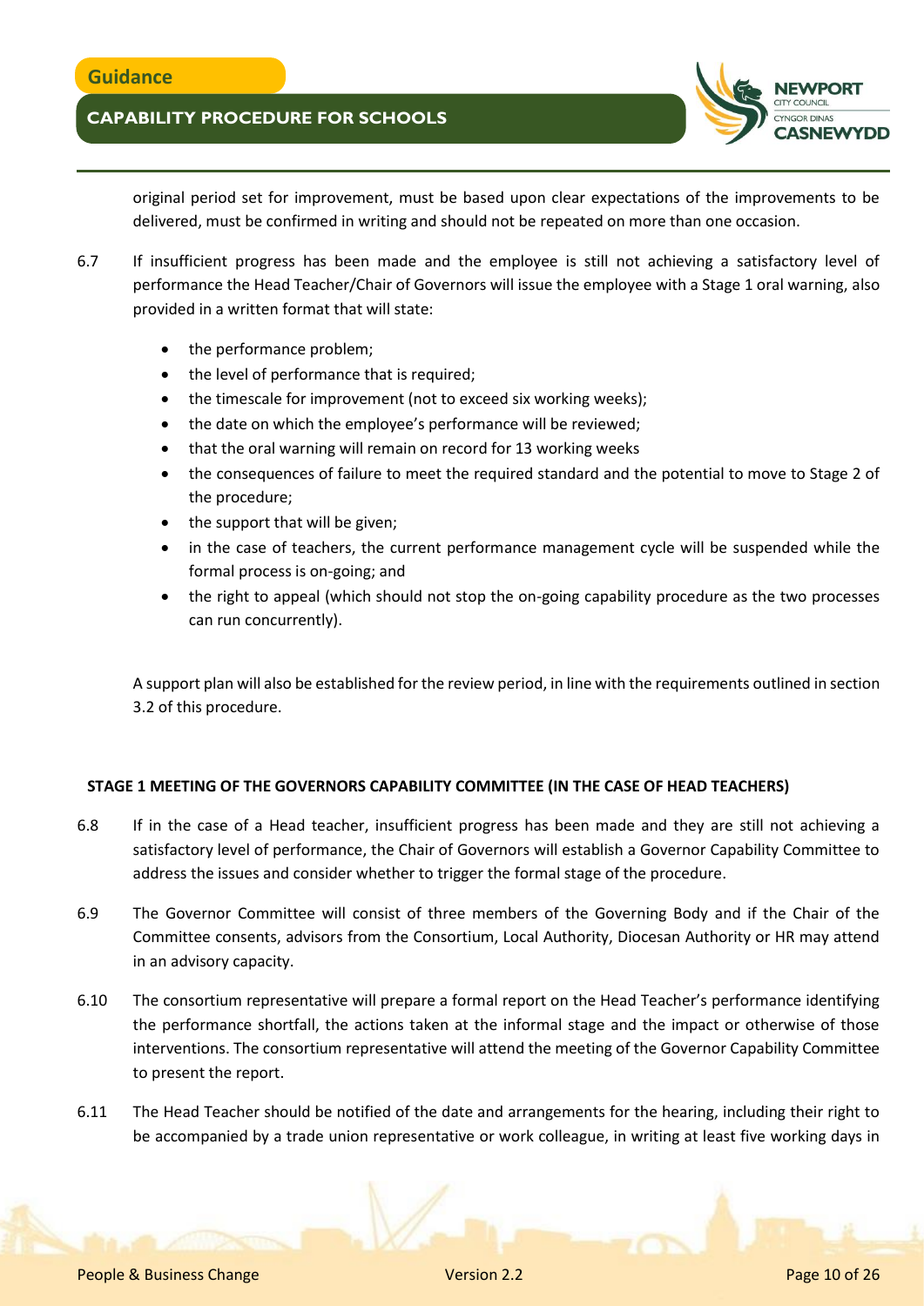original period set for improvement, must be based upon clear expectations of the improvements to be delivered, must be confirmed in writing and should not be repeated on more than one occasion.

6.7 If insufficient progress has been made and the employee is still not achieving a satisfactory level of performance the Head Teacher/Chair of Governors will issue the employee with a Stage 1 oral warning, also provided in a written format that will state:

- the performance problem;
- the level of performance that is required;
- the timescale for improvement (not to exceed six working weeks);
- the date on which the employee's performance will be reviewed;
- that the oral warning will remain on record for 13 working weeks
- the consequences of failure to meet the required standard and the potential to move to Stage 2 of the procedure;
- the support that will be given;
- in the case of teachers, the current performance management cycle will be suspended while the formal process is on-going; and
- the right to appeal (which should not stop the on-going capability procedure as the two processes can run concurrently).

A support plan will also be established for the review period, in line with the requirements outlined in section 3.2 of this procedure.

**STAGE 1 MEETING OF THE GOVERNORS CAPABILITY COMMITTEE (IN THE CASE OF HEAD TEACHERS)**

6.8 If in the case of a Head teacher, insufficient progress has been made and they are still not achieving a satisfactory level of performance, the Chair of Governors will establish a Governor Capability Committee to address the issues and consider whether to trigger the formal stage of the procedure.

6.9 The Governor Committee will consist of three members of the Governing Body and if the Chair of the Committee consents, advisors from the Consortium, Local Authority, Diocesan Authority or HR may attend in an advisory capacity.

6.10 The consortium representative will prepare a formal report on the Head Teacher's performance identifying the performance shortfall, the actions taken at the informal stage and the impact or otherwise of those interventions. The consortium representative will attend the meeting of the Governor Capability Committee to present the report.

6.11 The Head Teacher should be notified of the date and arrangements for the hearing, including their right to be accompanied by a trade union representative or work colleague, in writing at least five working days in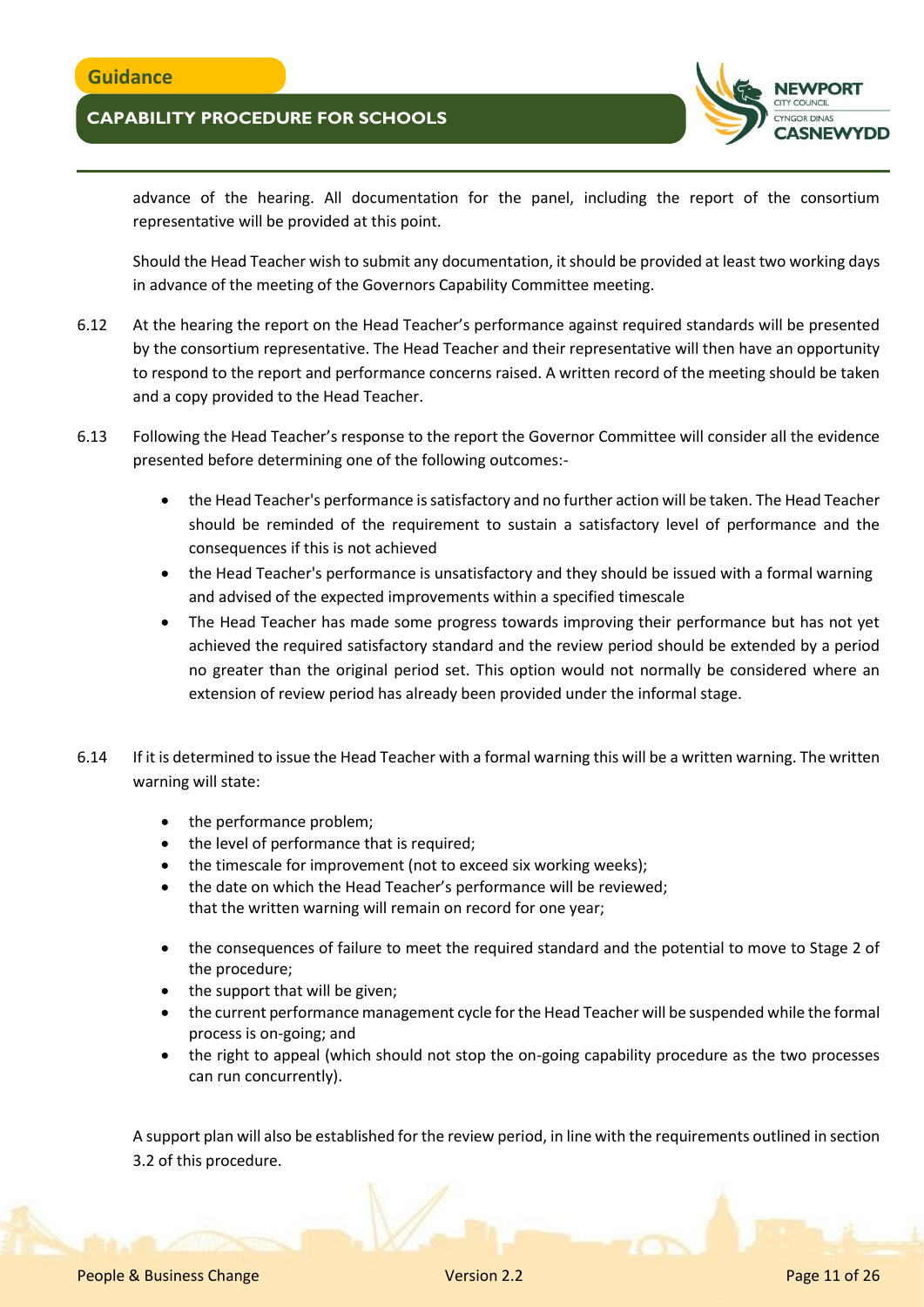advance of the hearing. All documentation for the panel, including the report of the consortium representative will be provided at this point.

Should the Head Teacher wish to submit any documentation, it should be provided at least two working days in advance of the meeting of the Governors Capability Committee meeting.

6.12 At the hearing the report on the Head Teacher's performance against required standards will be presented by the consortium representative. The Head Teacher and their representative will then have an opportunity to respond to the report and performance concerns raised. A written record of the meeting should be taken and a copy provided to the Head Teacher.

6.13 Following the Head Teacher's response to the report the Governor Committee will consider all the evidence presented before determining one of the following outcomes:-

- the Head Teacher's performance is satisfactory and no further action will be taken. The Head Teacher should be reminded of the requirement to sustain a satisfactory level of performance and the consequences if this is not achieved
- the Head Teacher's performance is unsatisfactory and they should be issued with a formal warning and advised of the expected improvements within a specified timescale
- The Head Teacher has made some progress towards improving their performance but has not yet achieved the required satisfactory standard and the review period should be extended by a period no greater than the original period set. This option would not normally be considered where an extension of review period has already been provided under the informal stage.

6.14 If it is determined to issue the Head Teacher with a formal warning this will be a written warning. The written warning will state:

- the performance problem;
- the level of performance that is required;
- the timescale for improvement (not to exceed six working weeks);
- the date on which the Head Teacher's performance will be reviewed;
  that the written warning will remain on record for one year;
- the consequences of failure to meet the required standard and the potential to move to Stage 2 of the procedure;
- the support that will be given;
- the current performance management cycle for the Head Teacher will be suspended while the formal process is on-going; and
- the right to appeal (which should not stop the on-going capability procedure as the two processes can run concurrently).

A support plan will also be established for the review period, in line with the requirements outlined in section 3.2 of this procedure.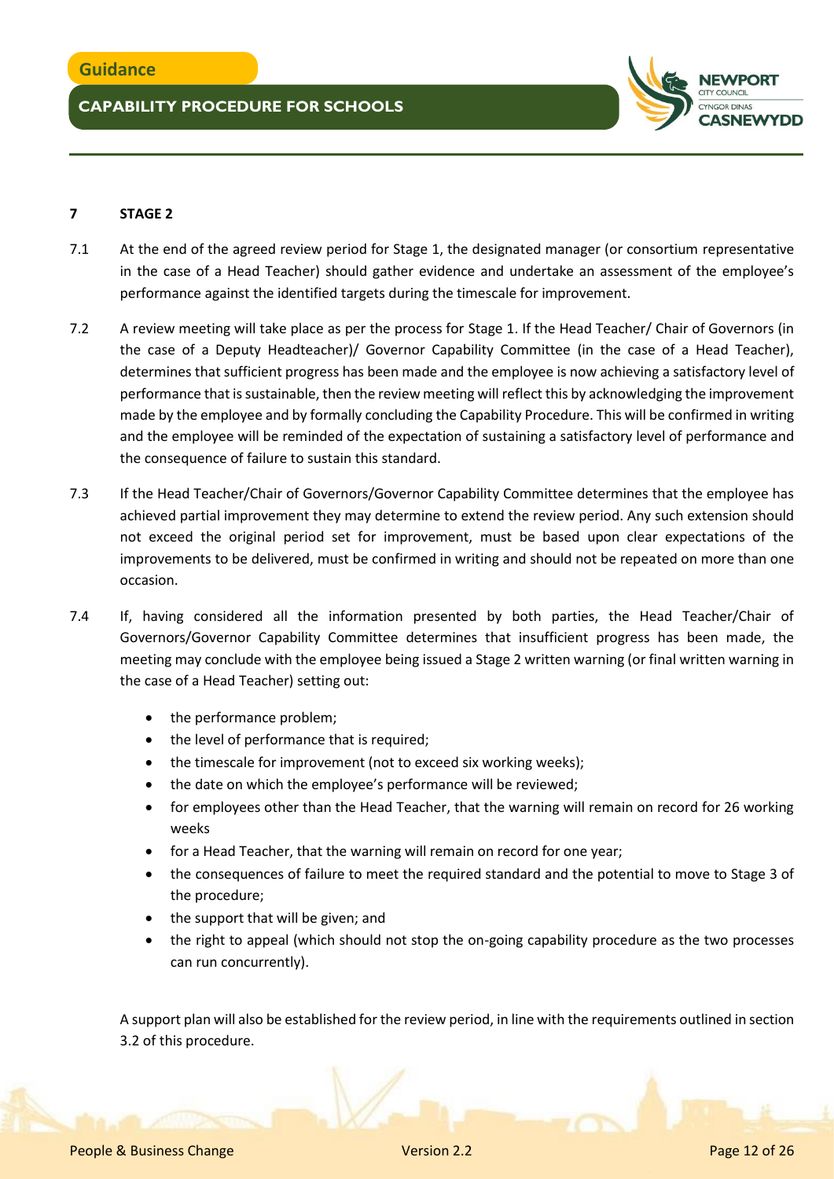## 7 STAGE 2

7.1 At the end of the agreed review period for Stage 1, the designated manager (or consortium representative in the case of a Head Teacher) should gather evidence and undertake an assessment of the employee's performance against the identified targets during the timescale for improvement.

7.2 A review meeting will take place as per the process for Stage 1. If the Head Teacher/ Chair of Governors (in the case of a Deputy Headteacher)/ Governor Capability Committee (in the case of a Head Teacher), determines that sufficient progress has been made and the employee is now achieving a satisfactory level of performance that is sustainable, then the review meeting will reflect this by acknowledging the improvement made by the employee and by formally concluding the Capability Procedure. This will be confirmed in writing and the employee will be reminded of the expectation of sustaining a satisfactory level of performance and the consequence of failure to sustain this standard.

7.3 If the Head Teacher/Chair of Governors/Governor Capability Committee determines that the employee has achieved partial improvement they may determine to extend the review period. Any such extension should not exceed the original period set for improvement, must be based upon clear expectations of the improvements to be delivered, must be confirmed in writing and should not be repeated on more than one occasion.

7.4 If, having considered all the information presented by both parties, the Head Teacher/Chair of Governors/Governor Capability Committee determines that insufficient progress has been made, the meeting may conclude with the employee being issued a Stage 2 written warning (or final written warning in the case of a Head Teacher) setting out:

- the performance problem;
- the level of performance that is required;
- the timescale for improvement (not to exceed six working weeks);
- the date on which the employee's performance will be reviewed;
- for employees other than the Head Teacher, that the warning will remain on record for 26 working weeks
- for a Head Teacher, that the warning will remain on record for one year;
- the consequences of failure to meet the required standard and the potential to move to Stage 3 of the procedure;
- the support that will be given; and
- the right to appeal (which should not stop the on-going capability procedure as the two processes can run concurrently).

A support plan will also be established for the review period, in line with the requirements outlined in section 3.2 of this procedure.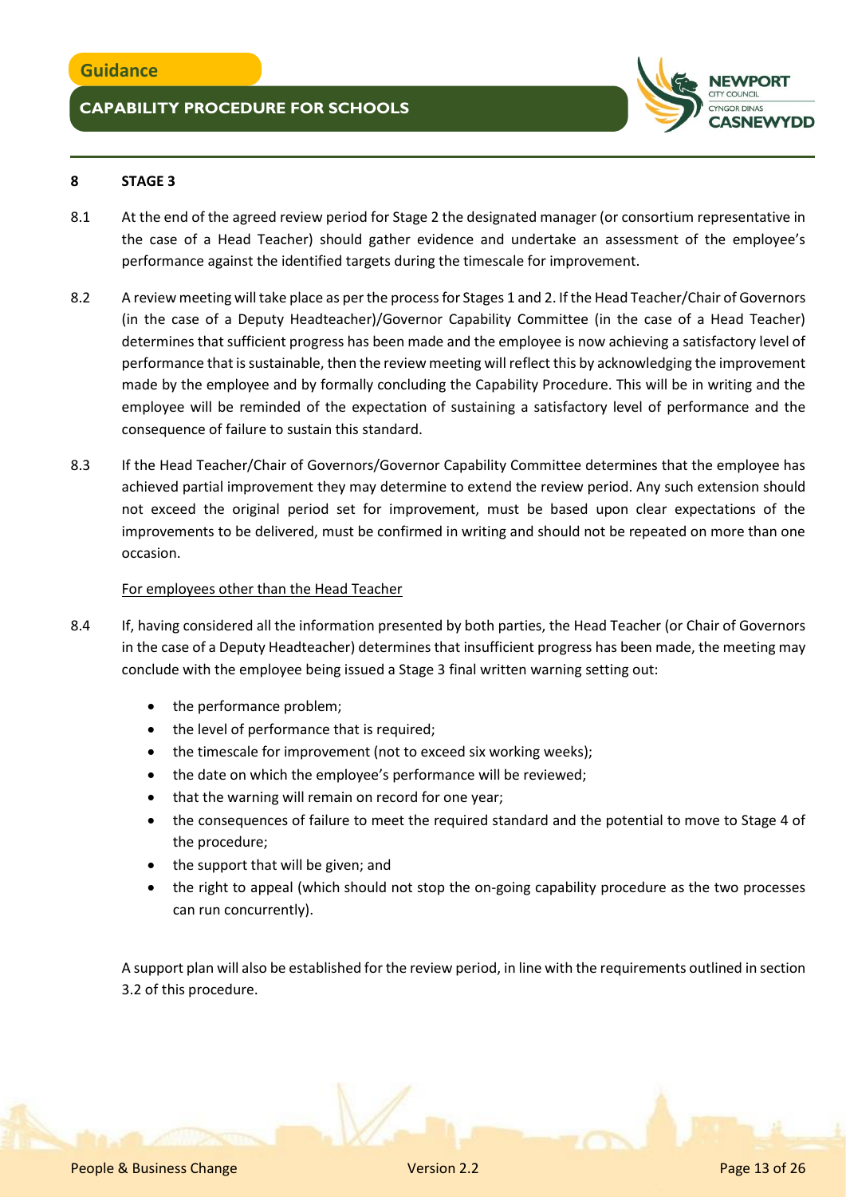## 8 STAGE 3

8.1 At the end of the agreed review period for Stage 2 the designated manager (or consortium representative in the case of a Head Teacher) should gather evidence and undertake an assessment of the employee's performance against the identified targets during the timescale for improvement.

8.2 A review meeting will take place as per the process for Stages 1 and 2. If the Head Teacher/Chair of Governors (in the case of a Deputy Headteacher)/Governor Capability Committee (in the case of a Head Teacher) determines that sufficient progress has been made and the employee is now achieving a satisfactory level of performance that is sustainable, then the review meeting will reflect this by acknowledging the improvement made by the employee and by formally concluding the Capability Procedure. This will be in writing and the employee will be reminded of the expectation of sustaining a satisfactory level of performance and the consequence of failure to sustain this standard.

8.3 If the Head Teacher/Chair of Governors/Governor Capability Committee determines that the employee has achieved partial improvement they may determine to extend the review period. Any such extension should not exceed the original period set for improvement, must be based upon clear expectations of the improvements to be delivered, must be confirmed in writing and should not be repeated on more than one occasion.

For employees other than the Head Teacher

8.4 If, having considered all the information presented by both parties, the Head Teacher (or Chair of Governors in the case of a Deputy Headteacher) determines that insufficient progress has been made, the meeting may conclude with the employee being issued a Stage 3 final written warning setting out:

- the performance problem;
- the level of performance that is required;
- the timescale for improvement (not to exceed six working weeks);
- the date on which the employee's performance will be reviewed;
- that the warning will remain on record for one year;
- the consequences of failure to meet the required standard and the potential to move to Stage 4 of the procedure;
- the support that will be given; and
- the right to appeal (which should not stop the on-going capability procedure as the two processes can run concurrently).

A support plan will also be established for the review period, in line with the requirements outlined in section 3.2 of this procedure.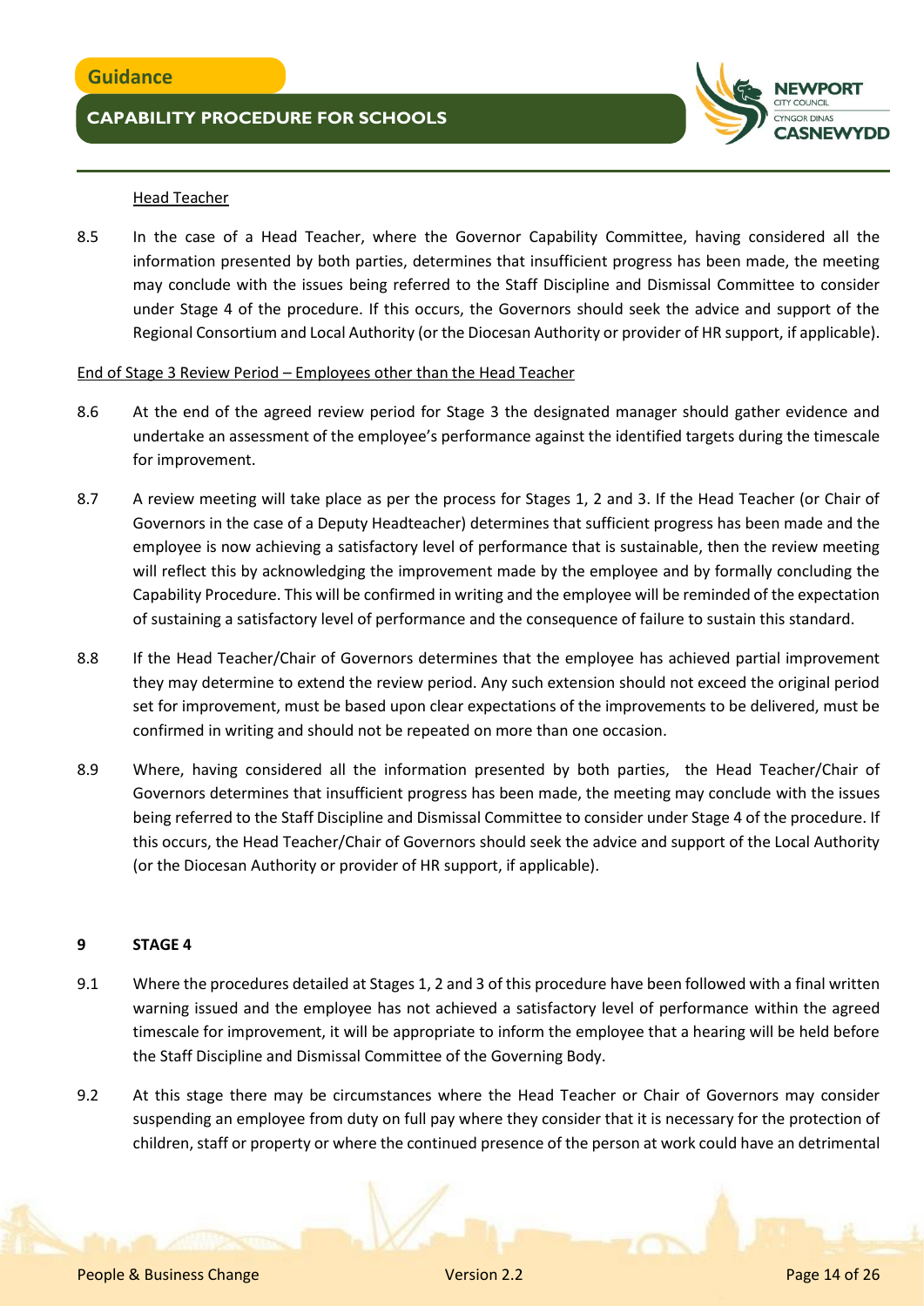Head Teacher

8.5 In the case of a Head Teacher, where the Governor Capability Committee, having considered all the information presented by both parties, determines that insufficient progress has been made, the meeting may conclude with the issues being referred to the Staff Discipline and Dismissal Committee to consider under Stage 4 of the procedure. If this occurs, the Governors should seek the advice and support of the Regional Consortium and Local Authority (or the Diocesan Authority or provider of HR support, if applicable).

End of Stage 3 Review Period – Employees other than the Head Teacher

8.6 At the end of the agreed review period for Stage 3 the designated manager should gather evidence and undertake an assessment of the employee's performance against the identified targets during the timescale for improvement.

8.7 A review meeting will take place as per the process for Stages 1, 2 and 3. If the Head Teacher (or Chair of Governors in the case of a Deputy Headteacher) determines that sufficient progress has been made and the employee is now achieving a satisfactory level of performance that is sustainable, then the review meeting will reflect this by acknowledging the improvement made by the employee and by formally concluding the Capability Procedure. This will be confirmed in writing and the employee will be reminded of the expectation of sustaining a satisfactory level of performance and the consequence of failure to sustain this standard.

8.8 If the Head Teacher/Chair of Governors determines that the employee has achieved partial improvement they may determine to extend the review period. Any such extension should not exceed the original period set for improvement, must be based upon clear expectations of the improvements to be delivered, must be confirmed in writing and should not be repeated on more than one occasion.

8.9 Where, having considered all the information presented by both parties, the Head Teacher/Chair of Governors determines that insufficient progress has been made, the meeting may conclude with the issues being referred to the Staff Discipline and Dismissal Committee to consider under Stage 4 of the procedure. If this occurs, the Head Teacher/Chair of Governors should seek the advice and support of the Local Authority (or the Diocesan Authority or provider of HR support, if applicable).

## 9 STAGE 4

9.1 Where the procedures detailed at Stages 1, 2 and 3 of this procedure have been followed with a final written warning issued and the employee has not achieved a satisfactory level of performance within the agreed timescale for improvement, it will be appropriate to inform the employee that a hearing will be held before the Staff Discipline and Dismissal Committee of the Governing Body.

9.2 At this stage there may be circumstances where the Head Teacher or Chair of Governors may consider suspending an employee from duty on full pay where they consider that it is necessary for the protection of children, staff or property or where the continued presence of the person at work could have an detrimental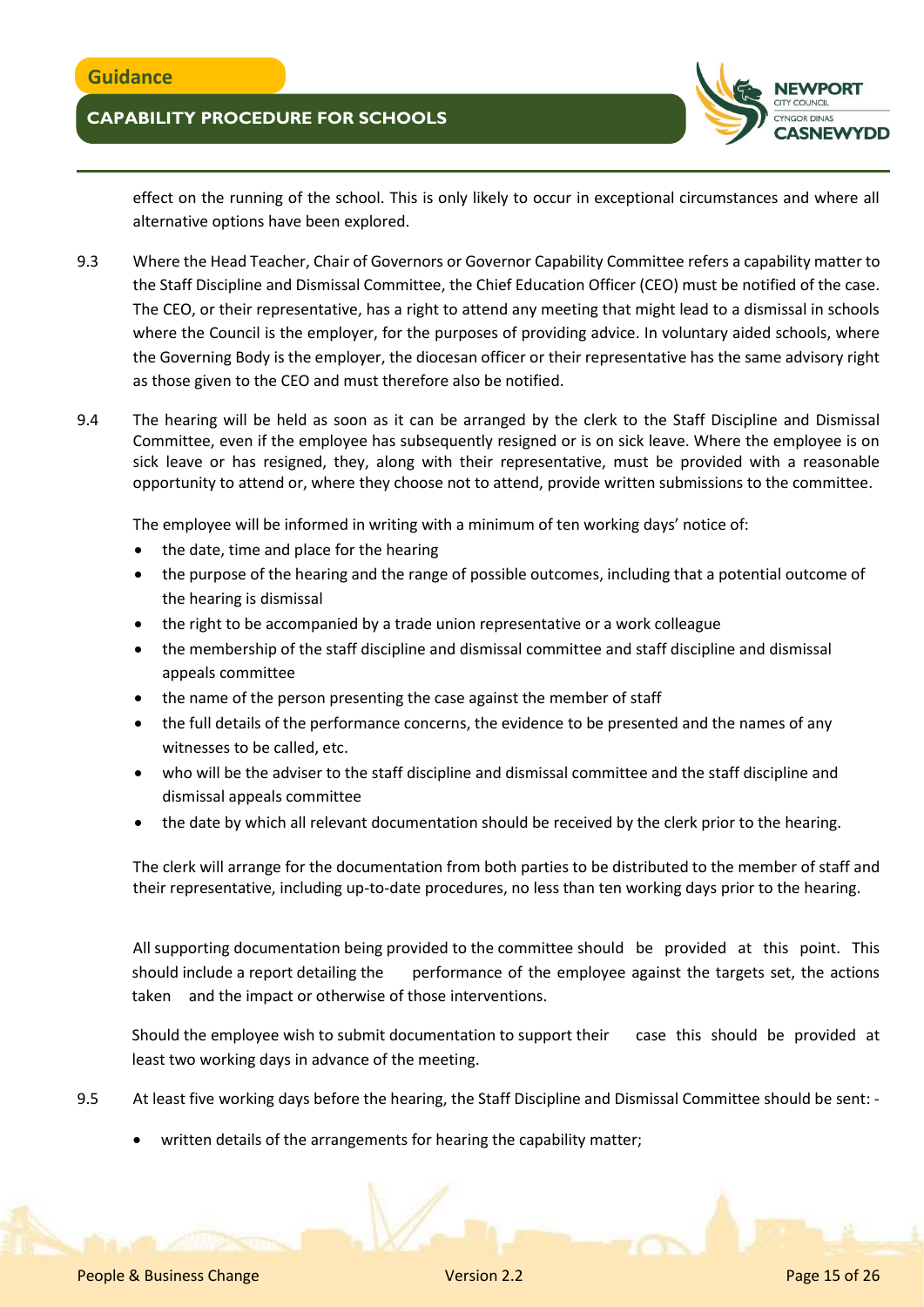effect on the running of the school. This is only likely to occur in exceptional circumstances and where all alternative options have been explored.

9.3 Where the Head Teacher, Chair of Governors or Governor Capability Committee refers a capability matter to the Staff Discipline and Dismissal Committee, the Chief Education Officer (CEO) must be notified of the case. The CEO, or their representative, has a right to attend any meeting that might lead to a dismissal in schools where the Council is the employer, for the purposes of providing advice. In voluntary aided schools, where the Governing Body is the employer, the diocesan officer or their representative has the same advisory right as those given to the CEO and must therefore also be notified.

9.4 The hearing will be held as soon as it can be arranged by the clerk to the Staff Discipline and Dismissal Committee, even if the employee has subsequently resigned or is on sick leave. Where the employee is on sick leave or has resigned, they, along with their representative, must be provided with a reasonable opportunity to attend or, where they choose not to attend, provide written submissions to the committee.

The employee will be informed in writing with a minimum of ten working days' notice of:

- the date, time and place for the hearing
- the purpose of the hearing and the range of possible outcomes, including that a potential outcome of the hearing is dismissal
- the right to be accompanied by a trade union representative or a work colleague
- the membership of the staff discipline and dismissal committee and staff discipline and dismissal appeals committee
- the name of the person presenting the case against the member of staff
- the full details of the performance concerns, the evidence to be presented and the names of any witnesses to be called, etc.
- who will be the adviser to the staff discipline and dismissal committee and the staff discipline and dismissal appeals committee
- the date by which all relevant documentation should be received by the clerk prior to the hearing.

The clerk will arrange for the documentation from both parties to be distributed to the member of staff and their representative, including up-to-date procedures, no less than ten working days prior to the hearing.

All supporting documentation being provided to the committee should be provided at this point. This should include a report detailing the performance of the employee against the targets set, the actions taken and the impact or otherwise of those interventions.

Should the employee wish to submit documentation to support their case this should be provided at least two working days in advance of the meeting.

9.5 At least five working days before the hearing, the Staff Discipline and Dismissal Committee should be sent: -

- written details of the arrangements for hearing the capability matter;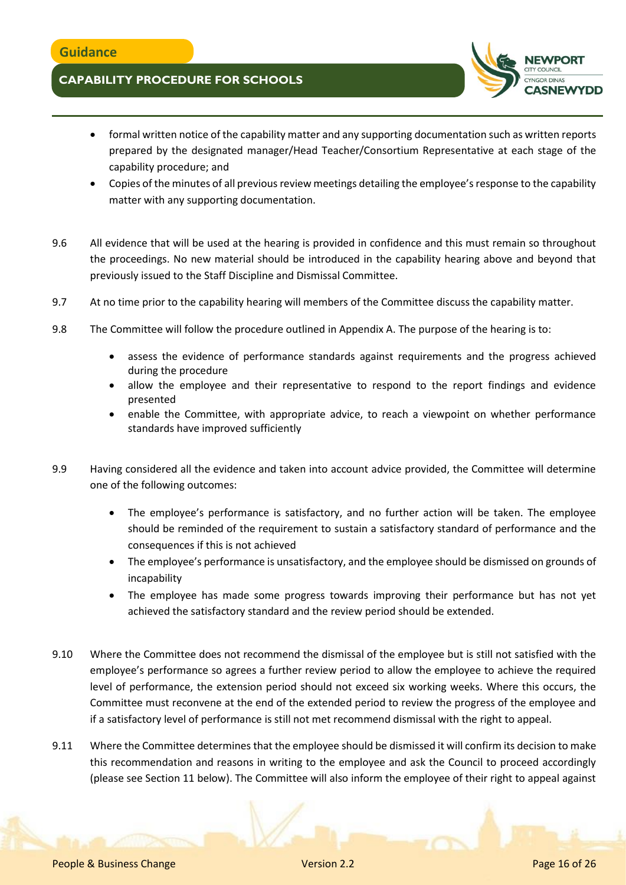- formal written notice of the capability matter and any supporting documentation such as written reports prepared by the designated manager/Head Teacher/Consortium Representative at each stage of the capability procedure; and
- Copies of the minutes of all previous review meetings detailing the employee's response to the capability matter with any supporting documentation.

9.6 All evidence that will be used at the hearing is provided in confidence and this must remain so throughout the proceedings. No new material should be introduced in the capability hearing above and beyond that previously issued to the Staff Discipline and Dismissal Committee.

9.7 At no time prior to the capability hearing will members of the Committee discuss the capability matter.

9.8 The Committee will follow the procedure outlined in Appendix A. The purpose of the hearing is to:

- assess the evidence of performance standards against requirements and the progress achieved during the procedure
- allow the employee and their representative to respond to the report findings and evidence presented
- enable the Committee, with appropriate advice, to reach a viewpoint on whether performance standards have improved sufficiently

9.9 Having considered all the evidence and taken into account advice provided, the Committee will determine one of the following outcomes:

- The employee's performance is satisfactory, and no further action will be taken. The employee should be reminded of the requirement to sustain a satisfactory standard of performance and the consequences if this is not achieved
- The employee's performance is unsatisfactory, and the employee should be dismissed on grounds of incapability
- The employee has made some progress towards improving their performance but has not yet achieved the satisfactory standard and the review period should be extended.

9.10 Where the Committee does not recommend the dismissal of the employee but is still not satisfied with the employee's performance so agrees a further review period to allow the employee to achieve the required level of performance, the extension period should not exceed six working weeks. Where this occurs, the Committee must reconvene at the end of the extended period to review the progress of the employee and if a satisfactory level of performance is still not met recommend dismissal with the right to appeal.

9.11 Where the Committee determines that the employee should be dismissed it will confirm its decision to make this recommendation and reasons in writing to the employee and ask the Council to proceed accordingly (please see Section 11 below). The Committee will also inform the employee of their right to appeal against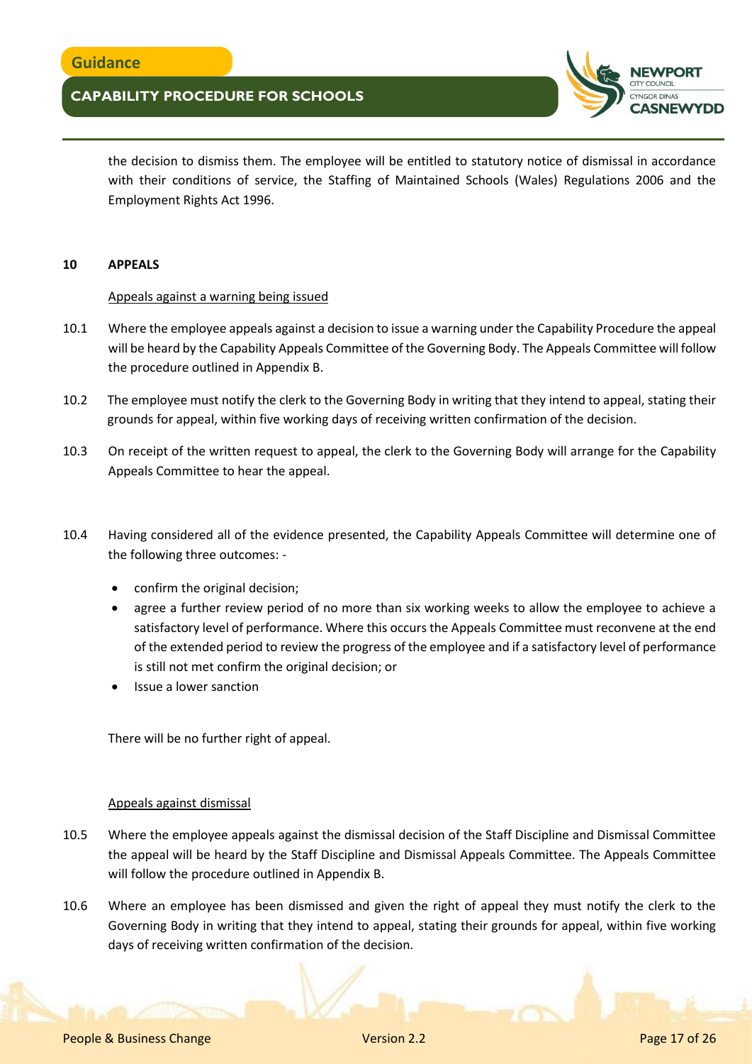the decision to dismiss them. The employee will be entitled to statutory notice of dismissal in accordance with their conditions of service, the Staffing of Maintained Schools (Wales) Regulations 2006 and the Employment Rights Act 1996.

## 10 APPEALS

Appeals against a warning being issued

10.1 Where the employee appeals against a decision to issue a warning under the Capability Procedure the appeal will be heard by the Capability Appeals Committee of the Governing Body. The Appeals Committee will follow the procedure outlined in Appendix B.

10.2 The employee must notify the clerk to the Governing Body in writing that they intend to appeal, stating their grounds for appeal, within five working days of receiving written confirmation of the decision.

10.3 On receipt of the written request to appeal, the clerk to the Governing Body will arrange for the Capability Appeals Committee to hear the appeal.

10.4 Having considered all of the evidence presented, the Capability Appeals Committee will determine one of the following three outcomes: -

- confirm the original decision;
- agree a further review period of no more than six working weeks to allow the employee to achieve a satisfactory level of performance. Where this occurs the Appeals Committee must reconvene at the end of the extended period to review the progress of the employee and if a satisfactory level of performance is still not met confirm the original decision; or
- Issue a lower sanction

There will be no further right of appeal.

Appeals against dismissal

10.5 Where the employee appeals against the dismissal decision of the Staff Discipline and Dismissal Committee the appeal will be heard by the Staff Discipline and Dismissal Appeals Committee. The Appeals Committee will follow the procedure outlined in Appendix B.

10.6 Where an employee has been dismissed and given the right of appeal they must notify the clerk to the Governing Body in writing that they intend to appeal, stating their grounds for appeal, within five working days of receiving written confirmation of the decision.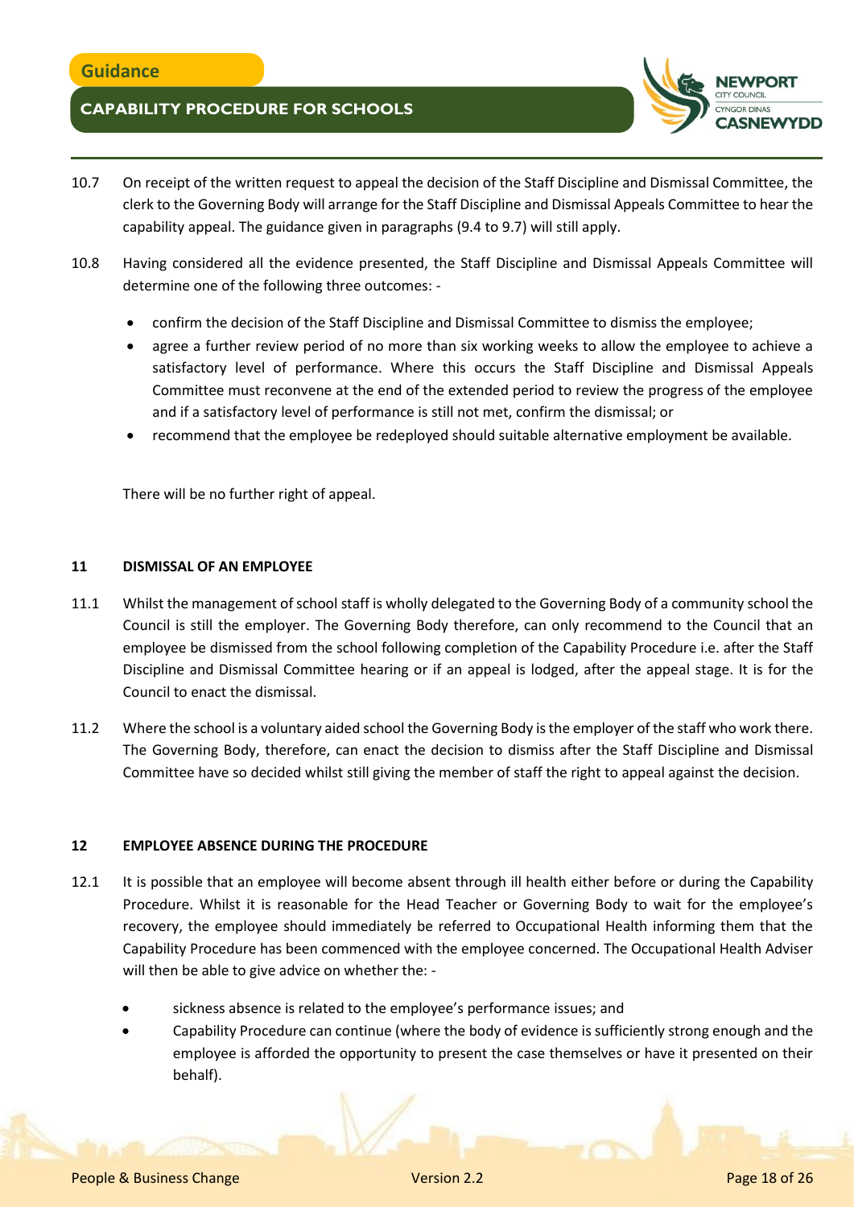10.7 On receipt of the written request to appeal the decision of the Staff Discipline and Dismissal Committee, the clerk to the Governing Body will arrange for the Staff Discipline and Dismissal Appeals Committee to hear the capability appeal. The guidance given in paragraphs (9.4 to 9.7) will still apply.

10.8 Having considered all the evidence presented, the Staff Discipline and Dismissal Appeals Committee will determine one of the following three outcomes: -

- confirm the decision of the Staff Discipline and Dismissal Committee to dismiss the employee;
- agree a further review period of no more than six working weeks to allow the employee to achieve a satisfactory level of performance. Where this occurs the Staff Discipline and Dismissal Appeals Committee must reconvene at the end of the extended period to review the progress of the employee and if a satisfactory level of performance is still not met, confirm the dismissal; or
- recommend that the employee be redeployed should suitable alternative employment be available.

There will be no further right of appeal.

## 11 DISMISSAL OF AN EMPLOYEE

11.1 Whilst the management of school staff is wholly delegated to the Governing Body of a community school the Council is still the employer. The Governing Body therefore, can only recommend to the Council that an employee be dismissed from the school following completion of the Capability Procedure i.e. after the Staff Discipline and Dismissal Committee hearing or if an appeal is lodged, after the appeal stage. It is for the Council to enact the dismissal.

11.2 Where the school is a voluntary aided school the Governing Body is the employer of the staff who work there. The Governing Body, therefore, can enact the decision to dismiss after the Staff Discipline and Dismissal Committee have so decided whilst still giving the member of staff the right to appeal against the decision.

## 12 EMPLOYEE ABSENCE DURING THE PROCEDURE

12.1 It is possible that an employee will become absent through ill health either before or during the Capability Procedure. Whilst it is reasonable for the Head Teacher or Governing Body to wait for the employee's recovery, the employee should immediately be referred to Occupational Health informing them that the Capability Procedure has been commenced with the employee concerned. The Occupational Health Adviser will then be able to give advice on whether the: -

- sickness absence is related to the employee's performance issues; and
- Capability Procedure can continue (where the body of evidence is sufficiently strong enough and the employee is afforded the opportunity to present the case themselves or have it presented on their behalf).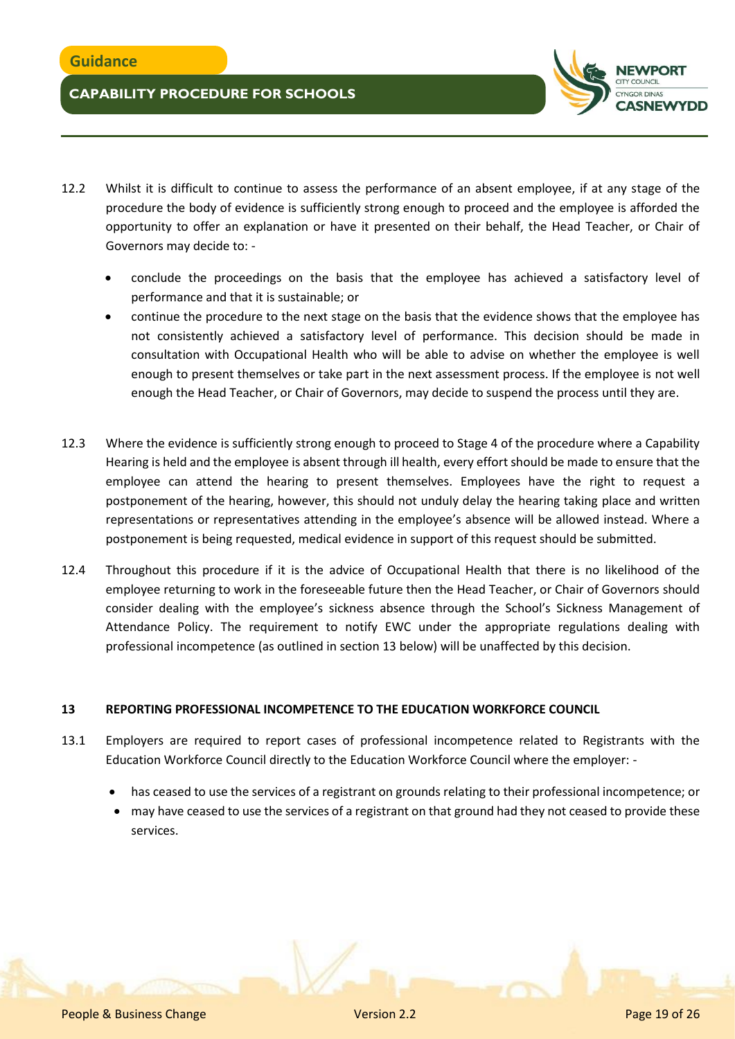12.2 Whilst it is difficult to continue to assess the performance of an absent employee, if at any stage of the procedure the body of evidence is sufficiently strong enough to proceed and the employee is afforded the opportunity to offer an explanation or have it presented on their behalf, the Head Teacher, or Chair of Governors may decide to: -

- conclude the proceedings on the basis that the employee has achieved a satisfactory level of performance and that it is sustainable; or
- continue the procedure to the next stage on the basis that the evidence shows that the employee has not consistently achieved a satisfactory level of performance. This decision should be made in consultation with Occupational Health who will be able to advise on whether the employee is well enough to present themselves or take part in the next assessment process. If the employee is not well enough the Head Teacher, or Chair of Governors, may decide to suspend the process until they are.

12.3 Where the evidence is sufficiently strong enough to proceed to Stage 4 of the procedure where a Capability Hearing is held and the employee is absent through ill health, every effort should be made to ensure that the employee can attend the hearing to present themselves. Employees have the right to request a postponement of the hearing, however, this should not unduly delay the hearing taking place and written representations or representatives attending in the employee's absence will be allowed instead. Where a postponement is being requested, medical evidence in support of this request should be submitted.

12.4 Throughout this procedure if it is the advice of Occupational Health that there is no likelihood of the employee returning to work in the foreseeable future then the Head Teacher, or Chair of Governors should consider dealing with the employee's sickness absence through the School's Sickness Management of Attendance Policy. The requirement to notify EWC under the appropriate regulations dealing with professional incompetence (as outlined in section 13 below) will be unaffected by this decision.

## 13 REPORTING PROFESSIONAL INCOMPETENCE TO THE EDUCATION WORKFORCE COUNCIL

13.1 Employers are required to report cases of professional incompetence related to Registrants with the Education Workforce Council directly to the Education Workforce Council where the employer: -

- has ceased to use the services of a registrant on grounds relating to their professional incompetence; or
- may have ceased to use the services of a registrant on that ground had they not ceased to provide these services.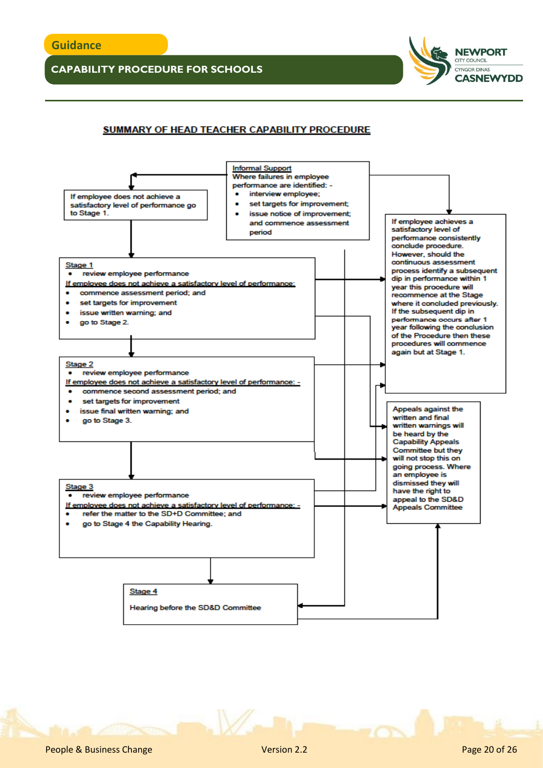## SUMMARY OF HEAD TEACHER CAPABILITY PROCEDURE

**Informal Support**

Where failures in employee performance are identified: -

- interview employee;
- set targets for improvement;
- issue notice of improvement; and commence assessment period

If employee does not achieve a satisfactory level of performance go to Stage 1.

**Stage 1**

- review employee performance

If employee does not achieve a satisfactory level of performance:

- commence assessment period; and
- set targets for improvement
- issue written warning; and
- go to Stage 2.

**Stage 2**

- review employee performance

If employee does not achieve a satisfactory level of performance: -

- commence second assessment period; and
- set targets for improvement
- issue final written warning; and
- go to Stage 3.

**Stage 3**

- review employee performance

If employee does not achieve a satisfactory level of performance: -

- refer the matter to the SD+D Committee; and
- go to Stage 4 the Capability Hearing.

**Stage 4**

Hearing before the SD&D Committee

If employee achieves a satisfactory level of performance consistently conclude procedure. However, should the continuous assessment process identify a subsequent dip in performance within 1 year this procedure will recommence at the Stage where it concluded previously. If the subsequent dip in performance occurs after 1 year following the conclusion of the Procedure then these procedures will commence again but at Stage 1.

Appeals against the written and final written warnings will be heard by the Capability Appeals Committee but they will not stop this on going process. Where an employee is dismissed they will have the right to appeal to the SD&D Appeals Committee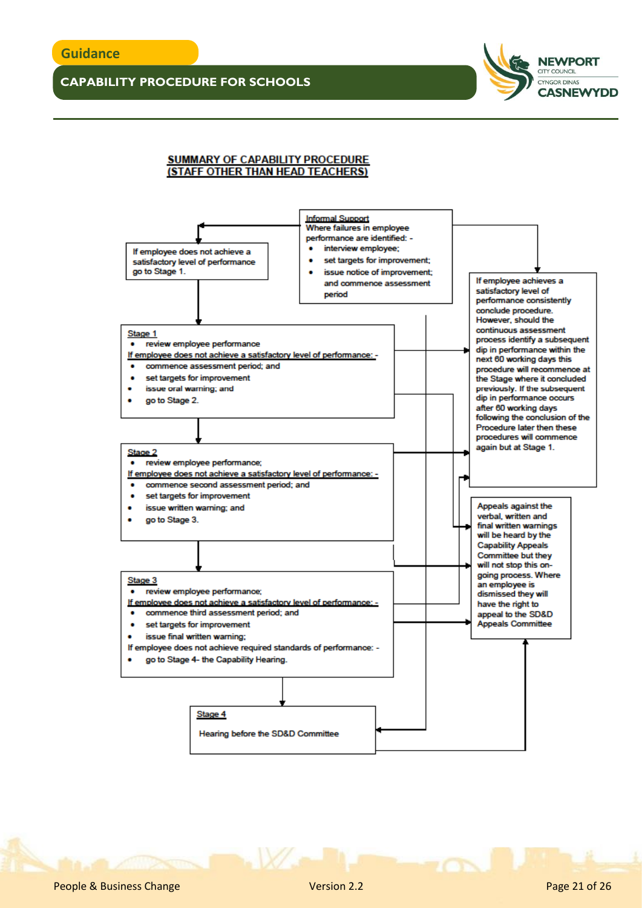## SUMMARY OF CAPABILITY PROCEDURE (STAFF OTHER THAN HEAD TEACHERS)

**Informal Support**
Where failures in employee performance are identified: -
- interview employee;
- set targets for improvement;
- issue notice of improvement; and commence assessment period

If employee does not achieve a satisfactory level of performance go to Stage 1.

**Stage 1**
- review employee performance

If employee does not achieve a satisfactory level of performance: -
- commence assessment period; and
- set targets for improvement
- issue oral warning; and
- go to Stage 2.

**Stage 2**
- review employee performance;

If employee does not achieve a satisfactory level of performance: -
- commence second assessment period; and
- set targets for improvement
- issue written warning; and
- go to Stage 3.

**Stage 3**
- review employee performance;

If employee does not achieve a satisfactory level of performance: -
- commence third assessment period; and
- set targets for improvement
- issue final written warning;

If employee does not achieve required standards of performance: -
- go to Stage 4- the Capability Hearing.

**Stage 4**

Hearing before the SD&D Committee

If employee achieves a satisfactory level of performance consistently conclude procedure. However, should the continuous assessment process identify a subsequent dip in performance within the next 60 working days this procedure will recommence at the Stage where it concluded previously. If the subsequent dip in performance occurs after 60 working days following the conclusion of the Procedure later then these procedures will commence again but at Stage 1.

Appeals against the verbal, written and final written warnings will be heard by the Capability Appeals Committee but they will not stop this on-going process. Where an employee is dismissed they will have the right to appeal to the SD&D Appeals Committee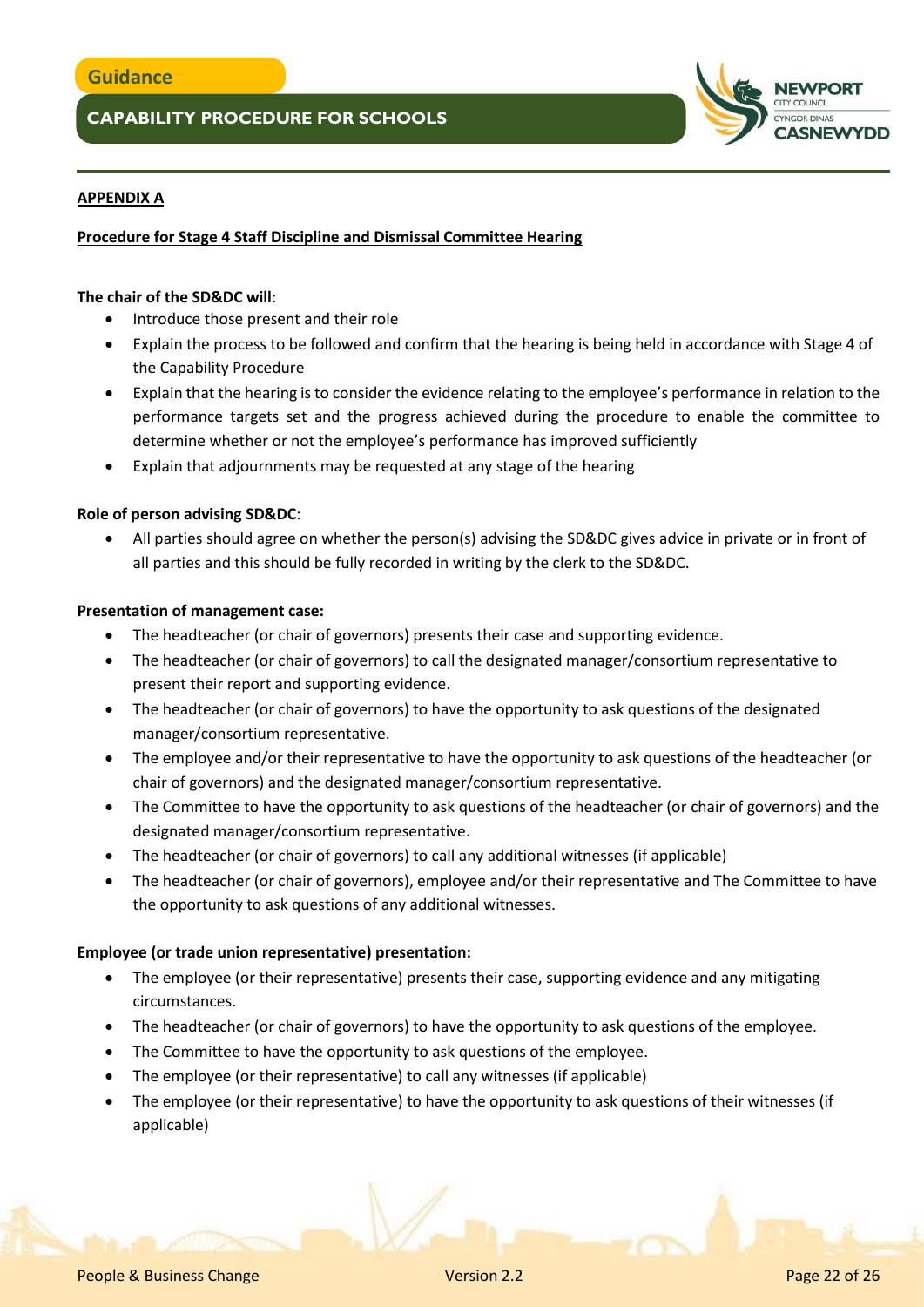## APPENDIX A

### Procedure for Stage 4 Staff Discipline and Dismissal Committee Hearing

**The chair of the SD&DC will**:

- Introduce those present and their role
- Explain the process to be followed and confirm that the hearing is being held in accordance with Stage 4 of the Capability Procedure
- Explain that the hearing is to consider the evidence relating to the employee's performance in relation to the performance targets set and the progress achieved during the procedure to enable the committee to determine whether or not the employee's performance has improved sufficiently
- Explain that adjournments may be requested at any stage of the hearing

**Role of person advising SD&DC**:

- All parties should agree on whether the person(s) advising the SD&DC gives advice in private or in front of all parties and this should be fully recorded in writing by the clerk to the SD&DC.

**Presentation of management case:**

- The headteacher (or chair of governors) presents their case and supporting evidence.
- The headteacher (or chair of governors) to call the designated manager/consortium representative to present their report and supporting evidence.
- The headteacher (or chair of governors) to have the opportunity to ask questions of the designated manager/consortium representative.
- The employee and/or their representative to have the opportunity to ask questions of the headteacher (or chair of governors) and the designated manager/consortium representative.
- The Committee to have the opportunity to ask questions of the headteacher (or chair of governors) and the designated manager/consortium representative.
- The headteacher (or chair of governors) to call any additional witnesses (if applicable)
- The headteacher (or chair of governors), employee and/or their representative and The Committee to have the opportunity to ask questions of any additional witnesses.

**Employee (or trade union representative) presentation:**

- The employee (or their representative) presents their case, supporting evidence and any mitigating circumstances.
- The headteacher (or chair of governors) to have the opportunity to ask questions of the employee.
- The Committee to have the opportunity to ask questions of the employee.
- The employee (or their representative) to call any witnesses (if applicable)
- The employee (or their representative) to have the opportunity to ask questions of their witnesses (if applicable)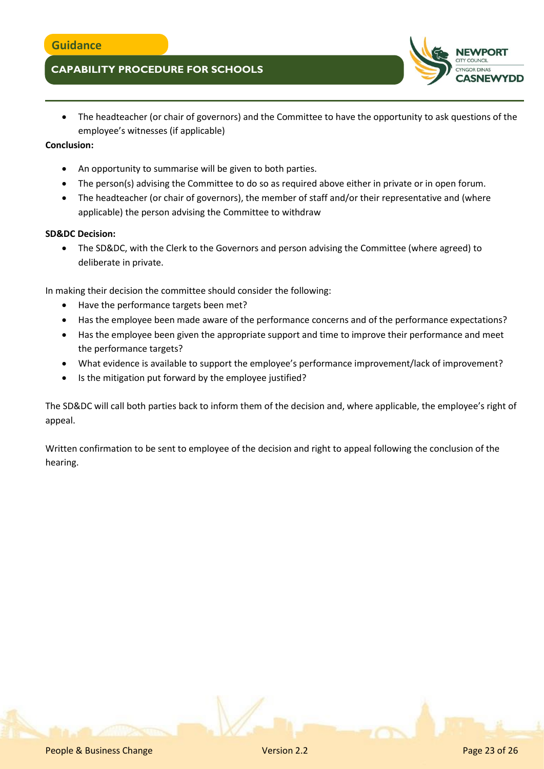- The headteacher (or chair of governors) and the Committee to have the opportunity to ask questions of the employee's witnesses (if applicable)

**Conclusion:**

- An opportunity to summarise will be given to both parties.
- The person(s) advising the Committee to do so as required above either in private or in open forum.
- The headteacher (or chair of governors), the member of staff and/or their representative and (where applicable) the person advising the Committee to withdraw

**SD&DC Decision:**

- The SD&DC, with the Clerk to the Governors and person advising the Committee (where agreed) to deliberate in private.

In making their decision the committee should consider the following:

- Have the performance targets been met?
- Has the employee been made aware of the performance concerns and of the performance expectations?
- Has the employee been given the appropriate support and time to improve their performance and meet the performance targets?
- What evidence is available to support the employee's performance improvement/lack of improvement?
- Is the mitigation put forward by the employee justified?

The SD&DC will call both parties back to inform them of the decision and, where applicable, the employee's right of appeal.

Written confirmation to be sent to employee of the decision and right to appeal following the conclusion of the hearing.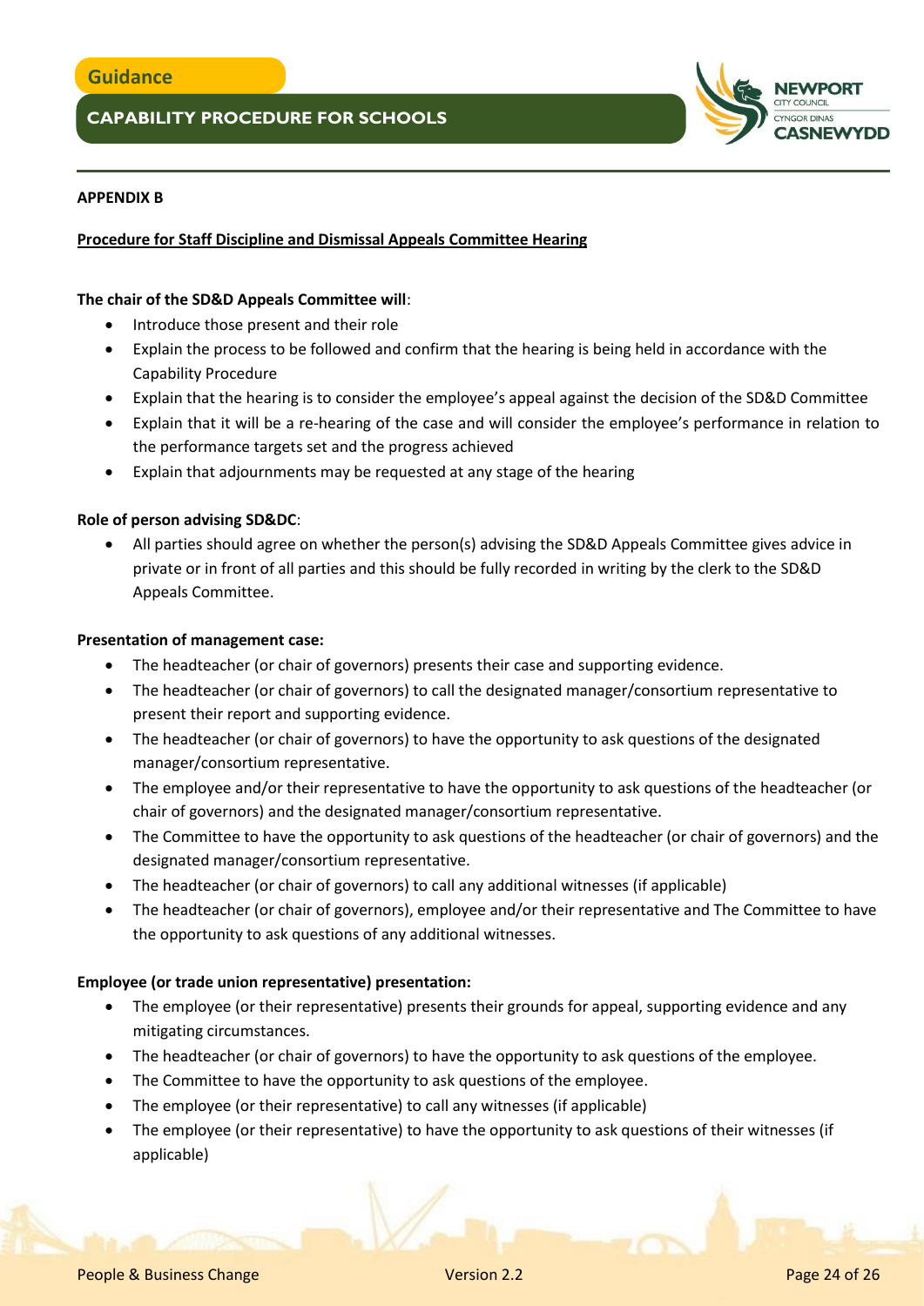**APPENDIX B**

**Procedure for Staff Discipline and Dismissal Appeals Committee Hearing**

**The chair of the SD&D Appeals Committee will**:

- Introduce those present and their role
- Explain the process to be followed and confirm that the hearing is being held in accordance with the Capability Procedure
- Explain that the hearing is to consider the employee's appeal against the decision of the SD&D Committee
- Explain that it will be a re-hearing of the case and will consider the employee's performance in relation to the performance targets set and the progress achieved
- Explain that adjournments may be requested at any stage of the hearing

**Role of person advising SD&DC**:

- All parties should agree on whether the person(s) advising the SD&D Appeals Committee gives advice in private or in front of all parties and this should be fully recorded in writing by the clerk to the SD&D Appeals Committee.

**Presentation of management case:**

- The headteacher (or chair of governors) presents their case and supporting evidence.
- The headteacher (or chair of governors) to call the designated manager/consortium representative to present their report and supporting evidence.
- The headteacher (or chair of governors) to have the opportunity to ask questions of the designated manager/consortium representative.
- The employee and/or their representative to have the opportunity to ask questions of the headteacher (or chair of governors) and the designated manager/consortium representative.
- The Committee to have the opportunity to ask questions of the headteacher (or chair of governors) and the designated manager/consortium representative.
- The headteacher (or chair of governors) to call any additional witnesses (if applicable)
- The headteacher (or chair of governors), employee and/or their representative and The Committee to have the opportunity to ask questions of any additional witnesses.

**Employee (or trade union representative) presentation:**

- The employee (or their representative) presents their grounds for appeal, supporting evidence and any mitigating circumstances.
- The headteacher (or chair of governors) to have the opportunity to ask questions of the employee.
- The Committee to have the opportunity to ask questions of the employee.
- The employee (or their representative) to call any witnesses (if applicable)
- The employee (or their representative) to have the opportunity to ask questions of their witnesses (if applicable)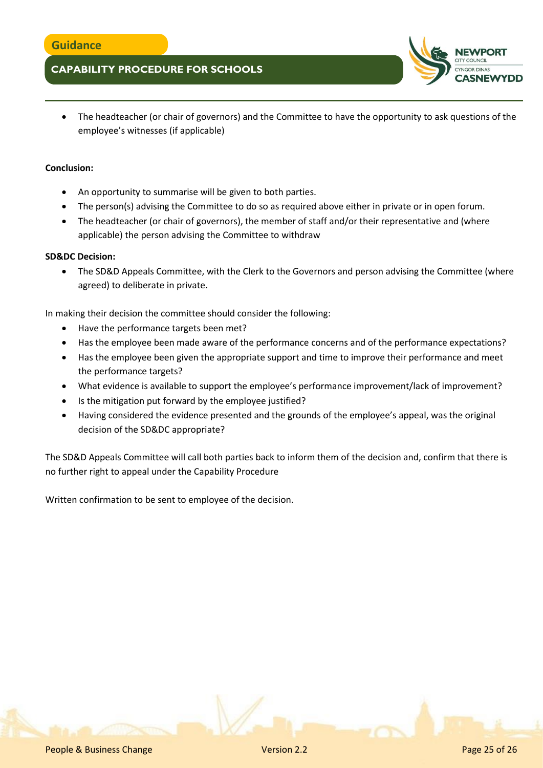- The headteacher (or chair of governors) and the Committee to have the opportunity to ask questions of the employee's witnesses (if applicable)

**Conclusion:**

- An opportunity to summarise will be given to both parties.
- The person(s) advising the Committee to do so as required above either in private or in open forum.
- The headteacher (or chair of governors), the member of staff and/or their representative and (where applicable) the person advising the Committee to withdraw

**SD&DC Decision:**

- The SD&D Appeals Committee, with the Clerk to the Governors and person advising the Committee (where agreed) to deliberate in private.

In making their decision the committee should consider the following:

- Have the performance targets been met?
- Has the employee been made aware of the performance concerns and of the performance expectations?
- Has the employee been given the appropriate support and time to improve their performance and meet the performance targets?
- What evidence is available to support the employee's performance improvement/lack of improvement?
- Is the mitigation put forward by the employee justified?
- Having considered the evidence presented and the grounds of the employee's appeal, was the original decision of the SD&DC appropriate?

The SD&D Appeals Committee will call both parties back to inform them of the decision and, confirm that there is no further right to appeal under the Capability Procedure

Written confirmation to be sent to employee of the decision.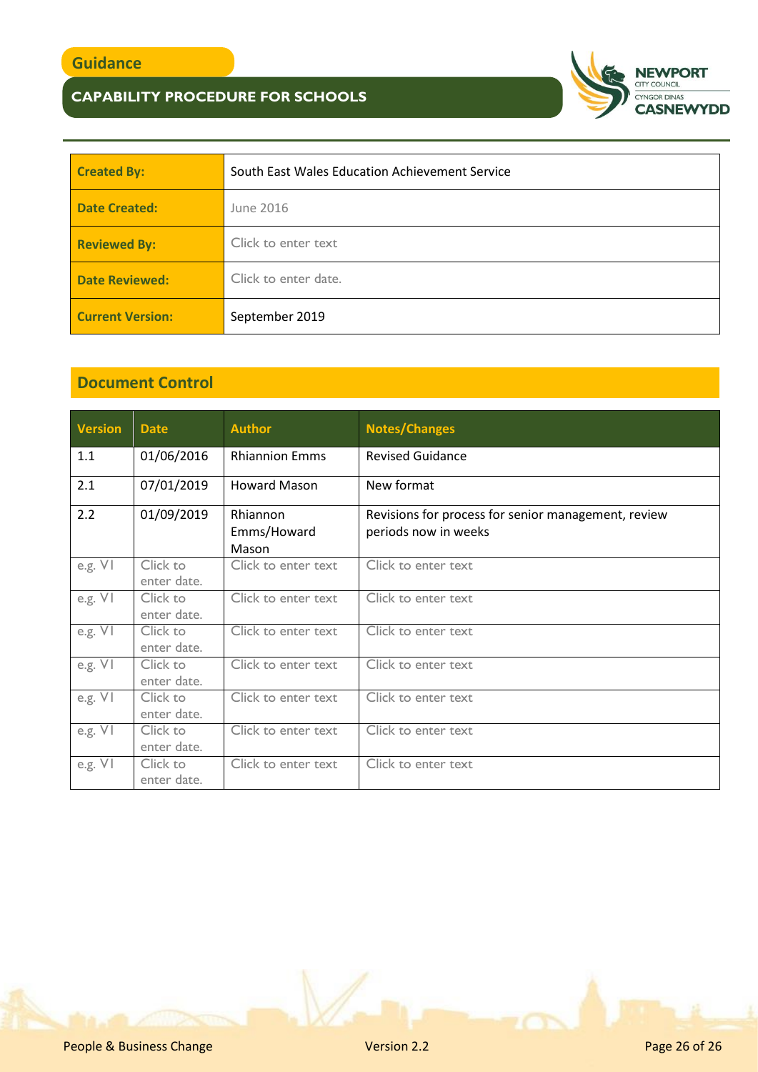**Guidance**

**CAPABILITY PROCEDURE FOR SCHOOLS**

| | |
|---|---|
| **Created By:** | South East Wales Education Achievement Service |
| **Date Created:** | June 2016 |
| **Reviewed By:** | Click to enter text |
| **Date Reviewed:** | Click to enter date. |
| **Current Version:** | September 2019 |

## Document Control

| Version | Date | Author | Notes/Changes |
|---|---|---|---|
| 1.1 | 01/06/2016 | Rhiannion Emms | Revised Guidance |
| 2.1 | 07/01/2019 | Howard Mason | New format |
| 2.2 | 01/09/2019 | Rhiannon Emms/Howard Mason | Revisions for process for senior management, review periods now in weeks |
| e.g. V1 | Click to enter date. | Click to enter text | Click to enter text |
| e.g. V1 | Click to enter date. | Click to enter text | Click to enter text |
| e.g. V1 | Click to enter date. | Click to enter text | Click to enter text |
| e.g. V1 | Click to enter date. | Click to enter text | Click to enter text |
| e.g. V1 | Click to enter date. | Click to enter text | Click to enter text |
| e.g. V1 | Click to enter date. | Click to enter text | Click to enter text |
| e.g. V1 | Click to enter date. | Click to enter text | Click to enter text |